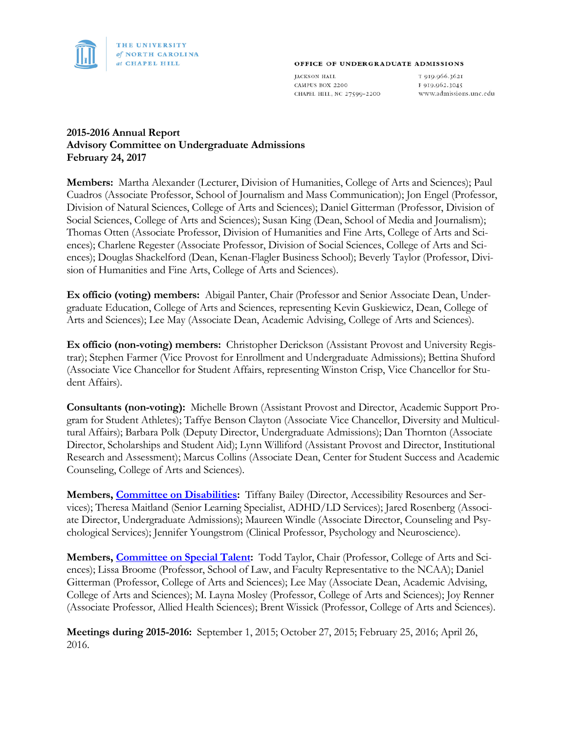THE UNIVERSITY *of* NORTH CAROLINA *at* CHAPEL HILL

OFFICE OF UNDERGRADUATE ADMISSIONS

JACKSON HALL
CAMPUS BOX 2200
CHAPEL HILL, NC 27599-2200

T 919.966.3621
F 919.962.3045
www.admissions.unc.edu

**2015-2016 Annual Report**
**Advisory Committee on Undergraduate Admissions**
**February 24, 2017**

**Members:** Martha Alexander (Lecturer, Division of Humanities, College of Arts and Sciences); Paul Cuadros (Associate Professor, School of Journalism and Mass Communication); Jon Engel (Professor, Division of Natural Sciences, College of Arts and Sciences); Daniel Gitterman (Professor, Division of Social Sciences, College of Arts and Sciences); Susan King (Dean, School of Media and Journalism); Thomas Otten (Associate Professor, Division of Humanities and Fine Arts, College of Arts and Sciences); Charlene Regester (Associate Professor, Division of Social Sciences, College of Arts and Sciences); Douglas Shackelford (Dean, Kenan-Flagler Business School); Beverly Taylor (Professor, Division of Humanities and Fine Arts, College of Arts and Sciences).

**Ex officio (voting) members:** Abigail Panter, Chair (Professor and Senior Associate Dean, Undergraduate Education, College of Arts and Sciences, representing Kevin Guskiewicz, Dean, College of Arts and Sciences); Lee May (Associate Dean, Academic Advising, College of Arts and Sciences).

**Ex officio (non-voting) members:** Christopher Derickson (Assistant Provost and University Registrar); Stephen Farmer (Vice Provost for Enrollment and Undergraduate Admissions); Bettina Shuford (Associate Vice Chancellor for Student Affairs, representing Winston Crisp, Vice Chancellor for Student Affairs).

**Consultants (non-voting):** Michelle Brown (Assistant Provost and Director, Academic Support Program for Student Athletes); Taffye Benson Clayton (Associate Vice Chancellor, Diversity and Multicultural Affairs); Barbara Polk (Deputy Director, Undergraduate Admissions); Dan Thornton (Associate Director, Scholarships and Student Aid); Lynn Williford (Assistant Provost and Director, Institutional Research and Assessment); Marcus Collins (Associate Dean, Center for Student Success and Academic Counseling, College of Arts and Sciences).

**Members, Committee on Disabilities:** Tiffany Bailey (Director, Accessibility Resources and Services); Theresa Maitland (Senior Learning Specialist, ADHD/LD Services); Jared Rosenberg (Associate Director, Undergraduate Admissions); Maureen Windle (Associate Director, Counseling and Psychological Services); Jennifer Youngstrom (Clinical Professor, Psychology and Neuroscience).

**Members, Committee on Special Talent:** Todd Taylor, Chair (Professor, College of Arts and Sciences); Lissa Broome (Professor, School of Law, and Faculty Representative to the NCAA); Daniel Gitterman (Professor, College of Arts and Sciences); Lee May (Associate Dean, Academic Advising, College of Arts and Sciences); M. Layna Mosley (Professor, College of Arts and Sciences); Joy Renner (Associate Professor, Allied Health Sciences); Brent Wissick (Professor, College of Arts and Sciences).

**Meetings during 2015-2016:** September 1, 2015; October 27, 2015; February 25, 2016; April 26, 2016.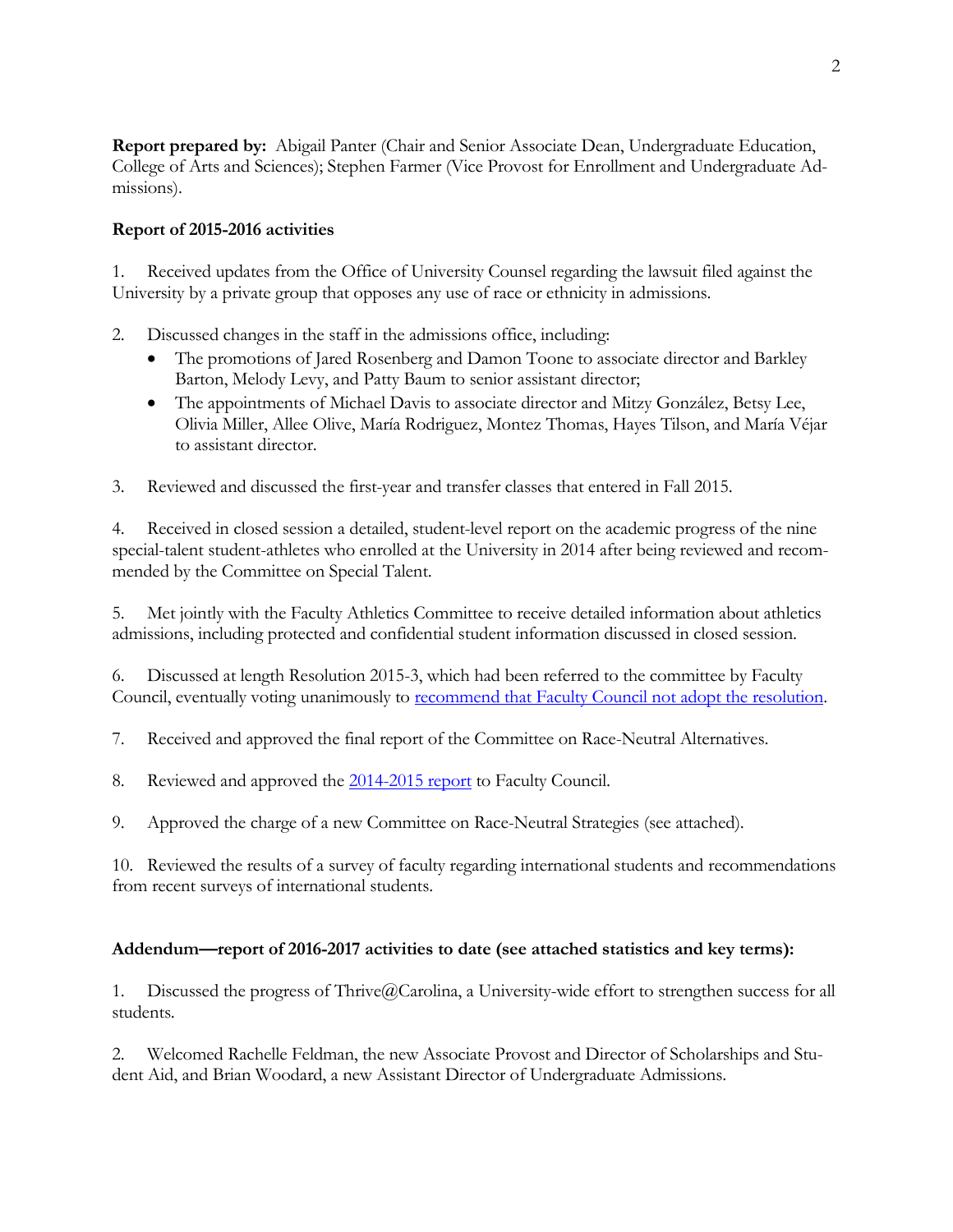**Report prepared by:** Abigail Panter (Chair and Senior Associate Dean, Undergraduate Education, College of Arts and Sciences); Stephen Farmer (Vice Provost for Enrollment and Undergraduate Admissions).

**Report of 2015-2016 activities**

1. Received updates from the Office of University Counsel regarding the lawsuit filed against the University by a private group that opposes any use of race or ethnicity in admissions.

2. Discussed changes in the staff in the admissions office, including:
   - The promotions of Jared Rosenberg and Damon Toone to associate director and Barkley Barton, Melody Levy, and Patty Baum to senior assistant director;
   - The appointments of Michael Davis to associate director and Mitzy González, Betsy Lee, Olivia Miller, Allee Olive, María Rodriguez, Montez Thomas, Hayes Tilson, and María Véjar to assistant director.

3. Reviewed and discussed the first-year and transfer classes that entered in Fall 2015.

4. Received in closed session a detailed, student-level report on the academic progress of the nine special-talent student-athletes who enrolled at the University in 2014 after being reviewed and recommended by the Committee on Special Talent.

5. Met jointly with the Faculty Athletics Committee to receive detailed information about athletics admissions, including protected and confidential student information discussed in closed session.

6. Discussed at length Resolution 2015-3, which had been referred to the committee by Faculty Council, eventually voting unanimously to recommend that Faculty Council not adopt the resolution.

7. Received and approved the final report of the Committee on Race-Neutral Alternatives.

8. Reviewed and approved the 2014-2015 report to Faculty Council.

9. Approved the charge of a new Committee on Race-Neutral Strategies (see attached).

10. Reviewed the results of a survey of faculty regarding international students and recommendations from recent surveys of international students.

**Addendum—report of 2016-2017 activities to date (see attached statistics and key terms):**

1. Discussed the progress of Thrive@Carolina, a University-wide effort to strengthen success for all students.

2. Welcomed Rachelle Feldman, the new Associate Provost and Director of Scholarships and Student Aid, and Brian Woodard, a new Assistant Director of Undergraduate Admissions.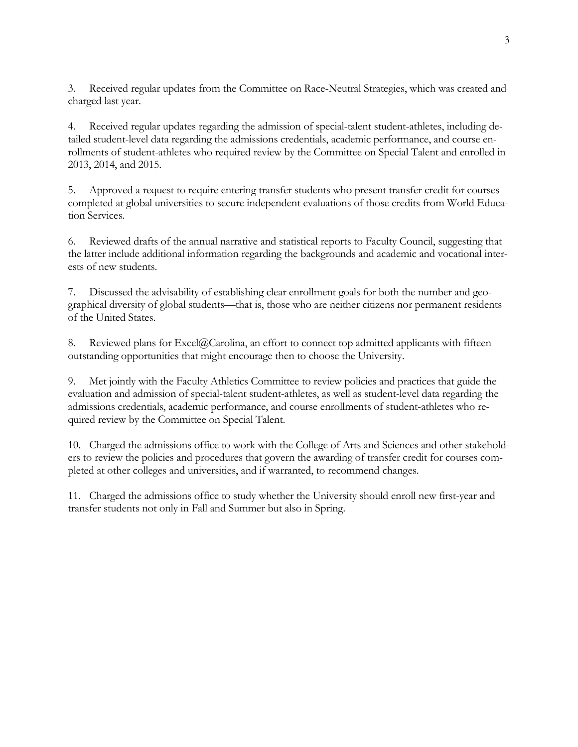3. Received regular updates from the Committee on Race-Neutral Strategies, which was created and charged last year.

4. Received regular updates regarding the admission of special-talent student-athletes, including detailed student-level data regarding the admissions credentials, academic performance, and course enrollments of student-athletes who required review by the Committee on Special Talent and enrolled in 2013, 2014, and 2015.

5. Approved a request to require entering transfer students who present transfer credit for courses completed at global universities to secure independent evaluations of those credits from World Education Services.

6. Reviewed drafts of the annual narrative and statistical reports to Faculty Council, suggesting that the latter include additional information regarding the backgrounds and academic and vocational interests of new students.

7. Discussed the advisability of establishing clear enrollment goals for both the number and geographical diversity of global students—that is, those who are neither citizens nor permanent residents of the United States.

8. Reviewed plans for Excel@Carolina, an effort to connect top admitted applicants with fifteen outstanding opportunities that might encourage then to choose the University.

9. Met jointly with the Faculty Athletics Committee to review policies and practices that guide the evaluation and admission of special-talent student-athletes, as well as student-level data regarding the admissions credentials, academic performance, and course enrollments of student-athletes who required review by the Committee on Special Talent.

10. Charged the admissions office to work with the College of Arts and Sciences and other stakeholders to review the policies and procedures that govern the awarding of transfer credit for courses completed at other colleges and universities, and if warranted, to recommend changes.

11. Charged the admissions office to study whether the University should enroll new first-year and transfer students not only in Fall and Summer but also in Spring.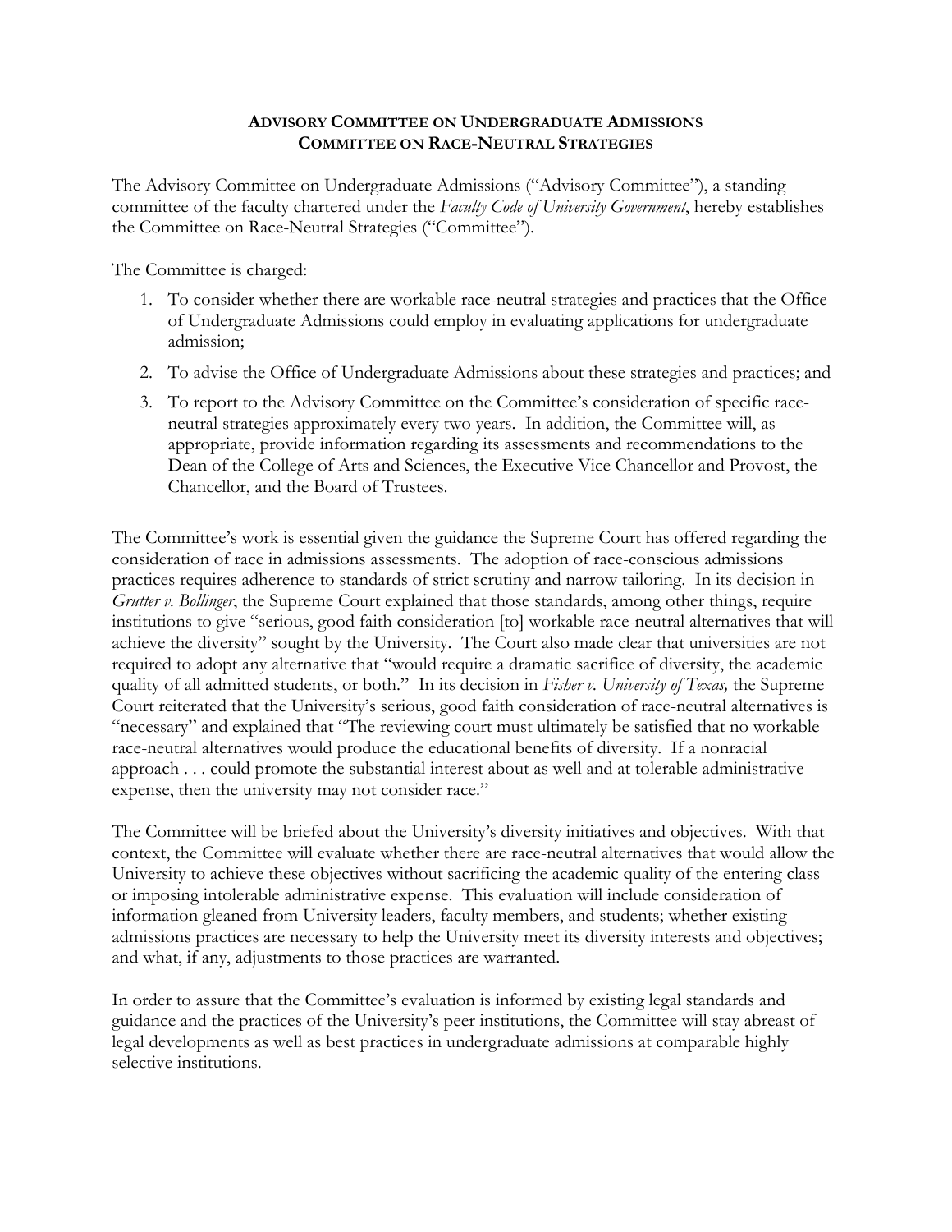**ADVISORY COMMITTEE ON UNDERGRADUATE ADMISSIONS**
**COMMITTEE ON RACE-NEUTRAL STRATEGIES**

The Advisory Committee on Undergraduate Admissions ("Advisory Committee"), a standing committee of the faculty chartered under the *Faculty Code of University Government*, hereby establishes the Committee on Race-Neutral Strategies ("Committee").

The Committee is charged:

1. To consider whether there are workable race-neutral strategies and practices that the Office of Undergraduate Admissions could employ in evaluating applications for undergraduate admission;
2. To advise the Office of Undergraduate Admissions about these strategies and practices; and
3. To report to the Advisory Committee on the Committee's consideration of specific race-neutral strategies approximately every two years. In addition, the Committee will, as appropriate, provide information regarding its assessments and recommendations to the Dean of the College of Arts and Sciences, the Executive Vice Chancellor and Provost, the Chancellor, and the Board of Trustees.

The Committee's work is essential given the guidance the Supreme Court has offered regarding the consideration of race in admissions assessments. The adoption of race-conscious admissions practices requires adherence to standards of strict scrutiny and narrow tailoring. In its decision in *Grutter v. Bollinger*, the Supreme Court explained that those standards, among other things, require institutions to give "serious, good faith consideration [to] workable race-neutral alternatives that will achieve the diversity" sought by the University. The Court also made clear that universities are not required to adopt any alternative that "would require a dramatic sacrifice of diversity, the academic quality of all admitted students, or both." In its decision in *Fisher v. University of Texas,* the Supreme Court reiterated that the University's serious, good faith consideration of race-neutral alternatives is "necessary" and explained that "The reviewing court must ultimately be satisfied that no workable race-neutral alternatives would produce the educational benefits of diversity. If a nonracial approach . . . could promote the substantial interest about as well and at tolerable administrative expense, then the university may not consider race."

The Committee will be briefed about the University's diversity initiatives and objectives. With that context, the Committee will evaluate whether there are race-neutral alternatives that would allow the University to achieve these objectives without sacrificing the academic quality of the entering class or imposing intolerable administrative expense. This evaluation will include consideration of information gleaned from University leaders, faculty members, and students; whether existing admissions practices are necessary to help the University meet its diversity interests and objectives; and what, if any, adjustments to those practices are warranted.

In order to assure that the Committee's evaluation is informed by existing legal standards and guidance and the practices of the University's peer institutions, the Committee will stay abreast of legal developments as well as best practices in undergraduate admissions at comparable highly selective institutions.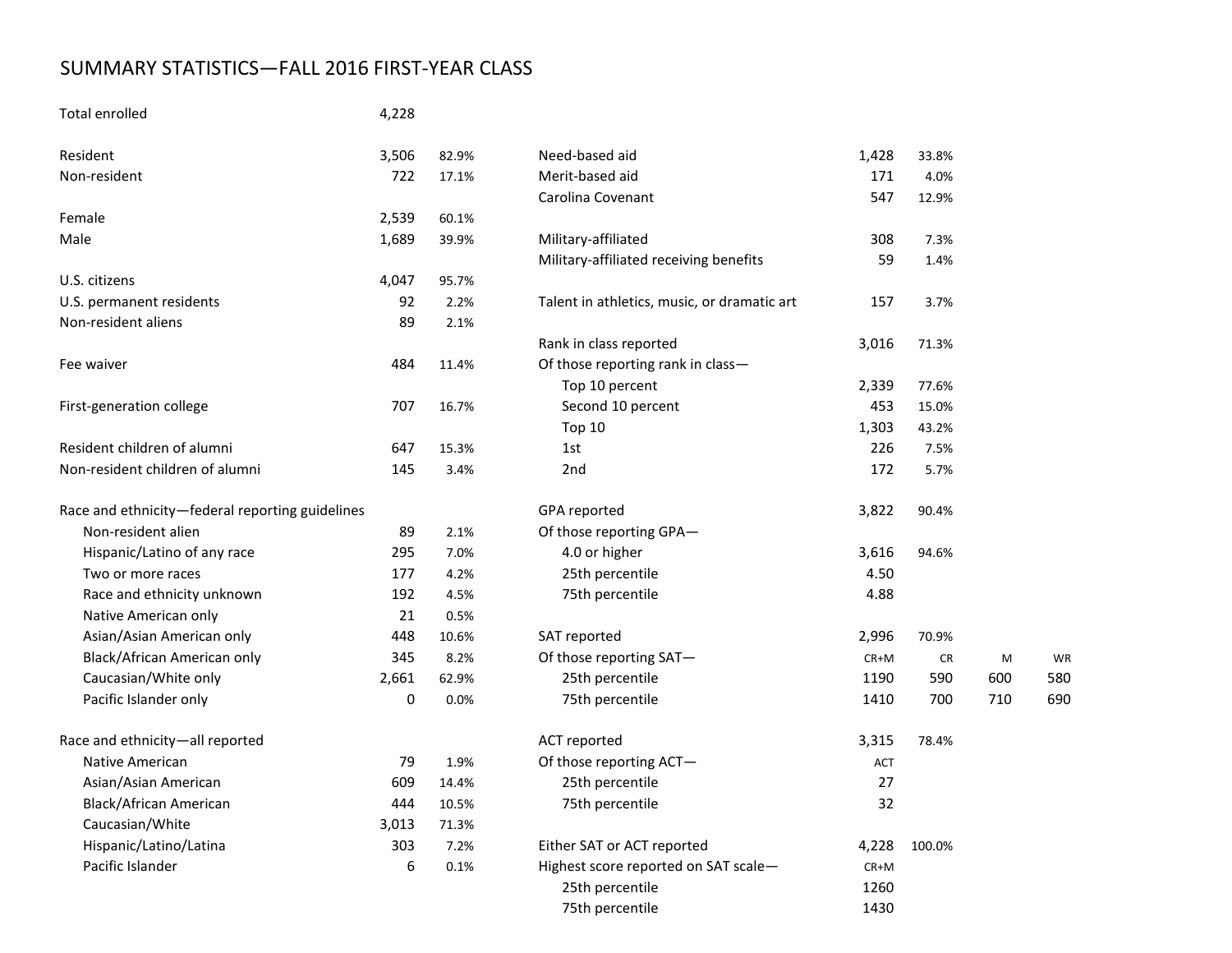# SUMMARY STATISTICS—FALL 2016 FIRST-YEAR CLASS

| | | |
|---|---|---|
| Total enrolled | 4,228 | |
| | | |
| Resident | 3,506 | 82.9% |
| Non-resident | 722 | 17.1% |
| | | |
| Female | 2,539 | 60.1% |
| Male | 1,689 | 39.9% |
| | | |
| U.S. citizens | 4,047 | 95.7% |
| U.S. permanent residents | 92 | 2.2% |
| Non-resident aliens | 89 | 2.1% |
| | | |
| Fee waiver | 484 | 11.4% |
| | | |
| First-generation college | 707 | 16.7% |
| | | |
| Resident children of alumni | 647 | 15.3% |
| Non-resident children of alumni | 145 | 3.4% |
| | | |
| **Race and ethnicity—federal reporting guidelines** | | |
| Non-resident alien | 89 | 2.1% |
| Hispanic/Latino of any race | 295 | 7.0% |
| Two or more races | 177 | 4.2% |
| Race and ethnicity unknown | 192 | 4.5% |
| Native American only | 21 | 0.5% |
| Asian/Asian American only | 448 | 10.6% |
| Black/African American only | 345 | 8.2% |
| Caucasian/White only | 2,661 | 62.9% |
| Pacific Islander only | 0 | 0.0% |
| | | |
| **Race and ethnicity—all reported** | | |
| Native American | 79 | 1.9% |
| Asian/Asian American | 609 | 14.4% |
| Black/African American | 444 | 10.5% |
| Caucasian/White | 3,013 | 71.3% |
| Hispanic/Latino/Latina | 303 | 7.2% |
| Pacific Islander | 6 | 0.1% |

| | | | | |
|---|---|---|---|---|
| Need-based aid | 1,428 | 33.8% | | |
| Merit-based aid | 171 | 4.0% | | |
| Carolina Covenant | 547 | 12.9% | | |
| | | | | |
| Military-affiliated | 308 | 7.3% | | |
| Military-affiliated receiving benefits | 59 | 1.4% | | |
| | | | | |
| Talent in athletics, music, or dramatic art | 157 | 3.7% | | |
| | | | | |
| Rank in class reported | 3,016 | 71.3% | | |
| Of those reporting rank in class— | | | | |
| Top 10 percent | 2,339 | 77.6% | | |
| Second 10 percent | 453 | 15.0% | | |
| Top 10 | 1,303 | 43.2% | | |
| 1st | 226 | 7.5% | | |
| 2nd | 172 | 5.7% | | |
| | | | | |
| GPA reported | 3,822 | 90.4% | | |
| Of those reporting GPA— | | | | |
| 4.0 or higher | 3,616 | 94.6% | | |
| 25th percentile | 4.50 | | | |
| 75th percentile | 4.88 | | | |
| | | | | |
| SAT reported | 2,996 | 70.9% | | |
| Of those reporting SAT— | CR+M | CR | M | WR |
| 25th percentile | 1190 | 590 | 600 | 580 |
| 75th percentile | 1410 | 700 | 710 | 690 |
| | | | | |
| ACT reported | 3,315 | 78.4% | | |
| Of those reporting ACT— | ACT | | | |
| 25th percentile | 27 | | | |
| 75th percentile | 32 | | | |
| | | | | |
| Either SAT or ACT reported | 4,228 | 100.0% | | |
| Highest score reported on SAT scale— | CR+M | | | |
| 25th percentile | 1260 | | | |
| 75th percentile | 1430 | | | |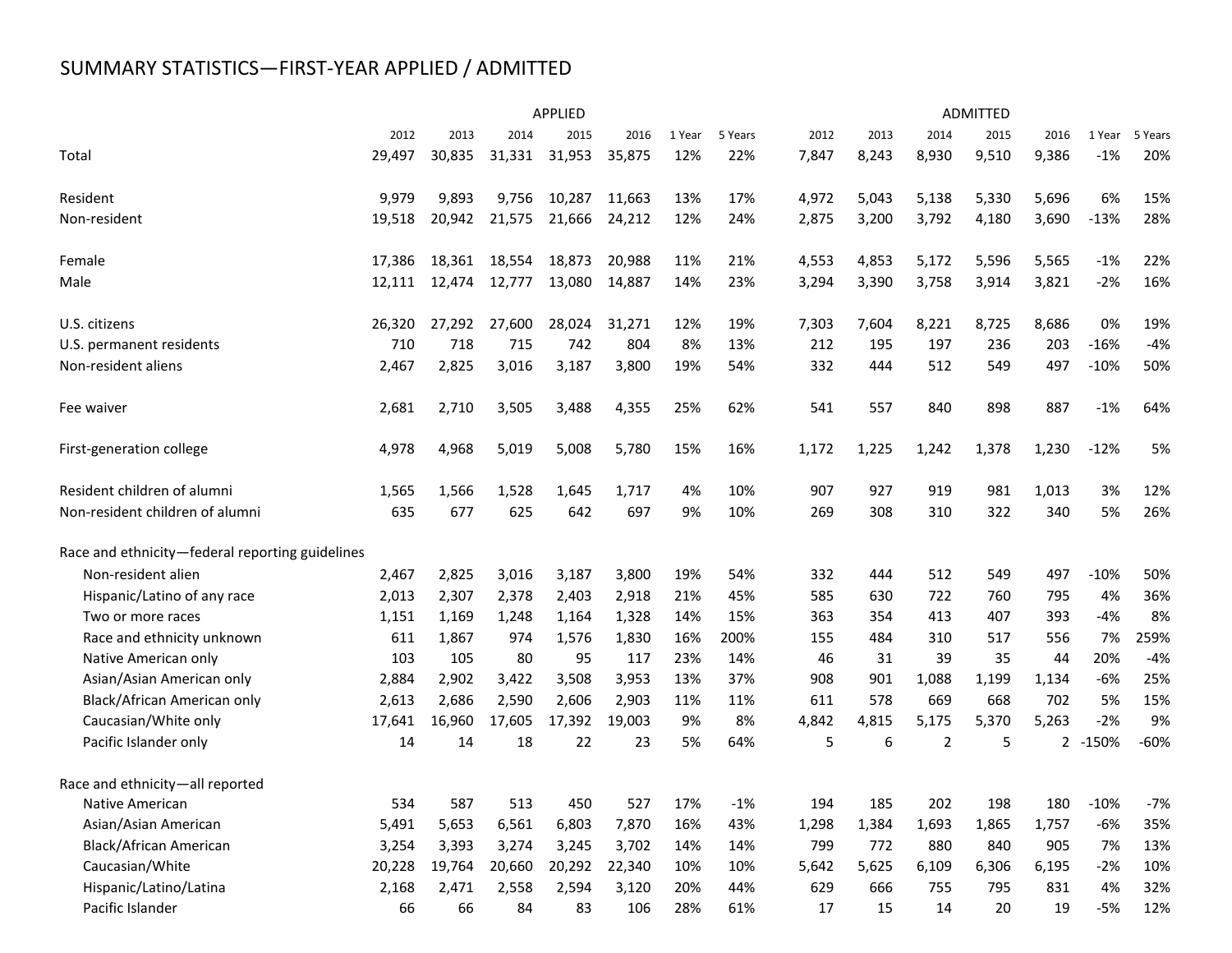# SUMMARY STATISTICS—FIRST-YEAR APPLIED / ADMITTED

| | APPLIED | | | | | | | ADMITTED | | | | | | |
|---|---|---|---|---|---|---|---|---|---|---|---|---|---|---|
| | 2012 | 2013 | 2014 | 2015 | 2016 | 1 Year | 5 Years | 2012 | 2013 | 2014 | 2015 | 2016 | 1 Year | 5 Years |
| Total | 29,497 | 30,835 | 31,331 | 31,953 | 35,875 | 12% | 22% | 7,847 | 8,243 | 8,930 | 9,510 | 9,386 | -1% | 20% |
| Resident | 9,979 | 9,893 | 9,756 | 10,287 | 11,663 | 13% | 17% | 4,972 | 5,043 | 5,138 | 5,330 | 5,696 | 6% | 15% |
| Non-resident | 19,518 | 20,942 | 21,575 | 21,666 | 24,212 | 12% | 24% | 2,875 | 3,200 | 3,792 | 4,180 | 3,690 | -13% | 28% |
| Female | 17,386 | 18,361 | 18,554 | 18,873 | 20,988 | 11% | 21% | 4,553 | 4,853 | 5,172 | 5,596 | 5,565 | -1% | 22% |
| Male | 12,111 | 12,474 | 12,777 | 13,080 | 14,887 | 14% | 23% | 3,294 | 3,390 | 3,758 | 3,914 | 3,821 | -2% | 16% |
| U.S. citizens | 26,320 | 27,292 | 27,600 | 28,024 | 31,271 | 12% | 19% | 7,303 | 7,604 | 8,221 | 8,725 | 8,686 | 0% | 19% |
| U.S. permanent residents | 710 | 718 | 715 | 742 | 804 | 8% | 13% | 212 | 195 | 197 | 236 | 203 | -16% | -4% |
| Non-resident aliens | 2,467 | 2,825 | 3,016 | 3,187 | 3,800 | 19% | 54% | 332 | 444 | 512 | 549 | 497 | -10% | 50% |
| Fee waiver | 2,681 | 2,710 | 3,505 | 3,488 | 4,355 | 25% | 62% | 541 | 557 | 840 | 898 | 887 | -1% | 64% |
| First-generation college | 4,978 | 4,968 | 5,019 | 5,008 | 5,780 | 15% | 16% | 1,172 | 1,225 | 1,242 | 1,378 | 1,230 | -12% | 5% |
| Resident children of alumni | 1,565 | 1,566 | 1,528 | 1,645 | 1,717 | 4% | 10% | 907 | 927 | 919 | 981 | 1,013 | 3% | 12% |
| Non-resident children of alumni | 635 | 677 | 625 | 642 | 697 | 9% | 10% | 269 | 308 | 310 | 322 | 340 | 5% | 26% |
| Race and ethnicity—federal reporting guidelines | | | | | | | | | | | | | | |
| Non-resident alien | 2,467 | 2,825 | 3,016 | 3,187 | 3,800 | 19% | 54% | 332 | 444 | 512 | 549 | 497 | -10% | 50% |
| Hispanic/Latino of any race | 2,013 | 2,307 | 2,378 | 2,403 | 2,918 | 21% | 45% | 585 | 630 | 722 | 760 | 795 | 4% | 36% |
| Two or more races | 1,151 | 1,169 | 1,248 | 1,164 | 1,328 | 14% | 15% | 363 | 354 | 413 | 407 | 393 | -4% | 8% |
| Race and ethnicity unknown | 611 | 1,867 | 974 | 1,576 | 1,830 | 16% | 200% | 155 | 484 | 310 | 517 | 556 | 7% | 259% |
| Native American only | 103 | 105 | 80 | 95 | 117 | 23% | 14% | 46 | 31 | 39 | 35 | 44 | 20% | -4% |
| Asian/Asian American only | 2,884 | 2,902 | 3,422 | 3,508 | 3,953 | 13% | 37% | 908 | 901 | 1,088 | 1,199 | 1,134 | -6% | 25% |
| Black/African American only | 2,613 | 2,686 | 2,590 | 2,606 | 2,903 | 11% | 11% | 611 | 578 | 669 | 668 | 702 | 5% | 15% |
| Caucasian/White only | 17,641 | 16,960 | 17,605 | 17,392 | 19,003 | 9% | 8% | 4,842 | 4,815 | 5,175 | 5,370 | 5,263 | -2% | 9% |
| Pacific Islander only | 14 | 14 | 18 | 22 | 23 | 5% | 64% | 5 | 6 | 2 | 5 | 2 | -150% | -60% |
| Race and ethnicity—all reported | | | | | | | | | | | | | | |
| Native American | 534 | 587 | 513 | 450 | 527 | 17% | -1% | 194 | 185 | 202 | 198 | 180 | -10% | -7% |
| Asian/Asian American | 5,491 | 5,653 | 6,561 | 6,803 | 7,870 | 16% | 43% | 1,298 | 1,384 | 1,693 | 1,865 | 1,757 | -6% | 35% |
| Black/African American | 3,254 | 3,393 | 3,274 | 3,245 | 3,702 | 14% | 14% | 799 | 772 | 880 | 840 | 905 | 7% | 13% |
| Caucasian/White | 20,228 | 19,764 | 20,660 | 20,292 | 22,340 | 10% | 10% | 5,642 | 5,625 | 6,109 | 6,306 | 6,195 | -2% | 10% |
| Hispanic/Latino/Latina | 2,168 | 2,471 | 2,558 | 2,594 | 3,120 | 20% | 44% | 629 | 666 | 755 | 795 | 831 | 4% | 32% |
| Pacific Islander | 66 | 66 | 84 | 83 | 106 | 28% | 61% | 17 | 15 | 14 | 20 | 19 | -5% | 12% |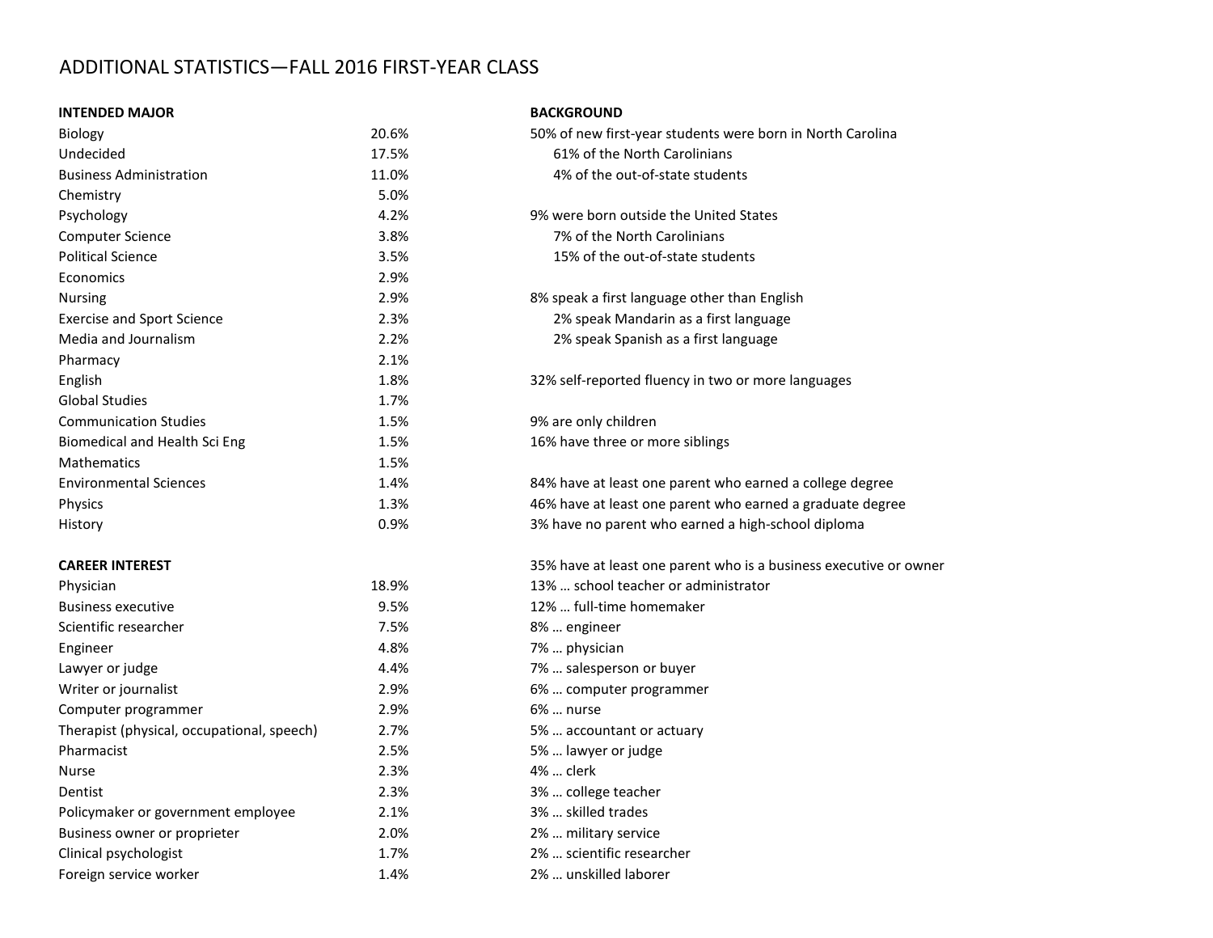# ADDITIONAL STATISTICS—FALL 2016 FIRST-YEAR CLASS

**INTENDED MAJOR**

| Major | Percent |
| --- | --- |
| Biology | 20.6% |
| Undecided | 17.5% |
| Business Administration | 11.0% |
| Chemistry | 5.0% |
| Psychology | 4.2% |
| Computer Science | 3.8% |
| Political Science | 3.5% |
| Economics | 2.9% |
| Nursing | 2.9% |
| Exercise and Sport Science | 2.3% |
| Media and Journalism | 2.2% |
| Pharmacy | 2.1% |
| English | 1.8% |
| Global Studies | 1.7% |
| Communication Studies | 1.5% |
| Biomedical and Health Sci Eng | 1.5% |
| Mathematics | 1.5% |
| Environmental Sciences | 1.4% |
| Physics | 1.3% |
| History | 0.9% |

**CAREER INTEREST**

| Career | Percent |
| --- | --- |
| Physician | 18.9% |
| Business executive | 9.5% |
| Scientific researcher | 7.5% |
| Engineer | 4.8% |
| Lawyer or judge | 4.4% |
| Writer or journalist | 2.9% |
| Computer programmer | 2.9% |
| Therapist (physical, occupational, speech) | 2.7% |
| Pharmacist | 2.5% |
| Nurse | 2.3% |
| Dentist | 2.3% |
| Policymaker or government employee | 2.1% |
| Business owner or proprieter | 2.0% |
| Clinical psychologist | 1.7% |
| Foreign service worker | 1.4% |

**BACKGROUND**

50% of new first-year students were born in North Carolina
- 61% of the North Carolinians
- 4% of the out-of-state students

9% were born outside the United States
- 7% of the North Carolinians
- 15% of the out-of-state students

8% speak a first language other than English
- 2% speak Mandarin as a first language
- 2% speak Spanish as a first language

32% self-reported fluency in two or more languages

9% are only children
16% have three or more siblings

84% have at least one parent who earned a college degree
46% have at least one parent who earned a graduate degree
3% have no parent who earned a high-school diploma

35% have at least one parent who is a business executive or owner
13% … school teacher or administrator
12% … full-time homemaker
8% … engineer
7% … physician
7% … salesperson or buyer
6% … computer programmer
6% … nurse
5% … accountant or actuary
5% … lawyer or judge
4% … clerk
3% … college teacher
3% … skilled trades
2% … military service
2% … scientific researcher
2% … unskilled laborer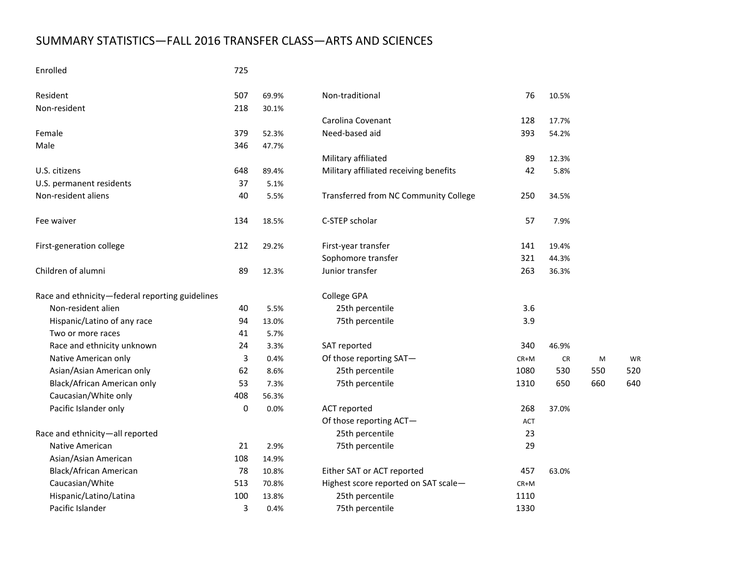# SUMMARY STATISTICS—FALL 2016 TRANSFER CLASS—ARTS AND SCIENCES

| | | |
|---|---|---|
| Enrolled | 725 | |
| | | |
| Resident | 507 | 69.9% |
| Non-resident | 218 | 30.1% |
| | | |
| Female | 379 | 52.3% |
| Male | 346 | 47.7% |
| | | |
| U.S. citizens | 648 | 89.4% |
| U.S. permanent residents | 37 | 5.1% |
| Non-resident aliens | 40 | 5.5% |
| | | |
| Fee waiver | 134 | 18.5% |
| | | |
| First-generation college | 212 | 29.2% |
| | | |
| Children of alumni | 89 | 12.3% |
| | | |
| **Race and ethnicity—federal reporting guidelines** | | |
| Non-resident alien | 40 | 5.5% |
| Hispanic/Latino of any race | 94 | 13.0% |
| Two or more races | 41 | 5.7% |
| Race and ethnicity unknown | 24 | 3.3% |
| Native American only | 3 | 0.4% |
| Asian/Asian American only | 62 | 8.6% |
| Black/African American only | 53 | 7.3% |
| Caucasian/White only | 408 | 56.3% |
| Pacific Islander only | 0 | 0.0% |
| | | |
| **Race and ethnicity—all reported** | | |
| Native American | 21 | 2.9% |
| Asian/Asian American | 108 | 14.9% |
| Black/African American | 78 | 10.8% |
| Caucasian/White | 513 | 70.8% |
| Hispanic/Latino/Latina | 100 | 13.8% |
| Pacific Islander | 3 | 0.4% |

| | | | | |
|---|---|---|---|---|
| Non-traditional | 76 | 10.5% | | |
| | | | | |
| Carolina Covenant | 128 | 17.7% | | |
| Need-based aid | 393 | 54.2% | | |
| | | | | |
| Military affiliated | 89 | 12.3% | | |
| Military affiliated receiving benefits | 42 | 5.8% | | |
| | | | | |
| Transferred from NC Community College | 250 | 34.5% | | |
| | | | | |
| C-STEP scholar | 57 | 7.9% | | |
| | | | | |
| First-year transfer | 141 | 19.4% | | |
| Sophomore transfer | 321 | 44.3% | | |
| Junior transfer | 263 | 36.3% | | |
| | | | | |
| **College GPA** | | | | |
| 25th percentile | 3.6 | | | |
| 75th percentile | 3.9 | | | |
| | | | | |
| SAT reported | 340 | 46.9% | | |
| Of those reporting SAT— | CR+M | CR | M | WR |
| 25th percentile | 1080 | 530 | 550 | 520 |
| 75th percentile | 1310 | 650 | 660 | 640 |
| | | | | |
| ACT reported | 268 | 37.0% | | |
| Of those reporting ACT— | ACT | | | |
| 25th percentile | 23 | | | |
| 75th percentile | 29 | | | |
| | | | | |
| Either SAT or ACT reported | 457 | 63.0% | | |
| Highest score reported on SAT scale— | CR+M | | | |
| 25th percentile | 1110 | | | |
| 75th percentile | 1330 | | | |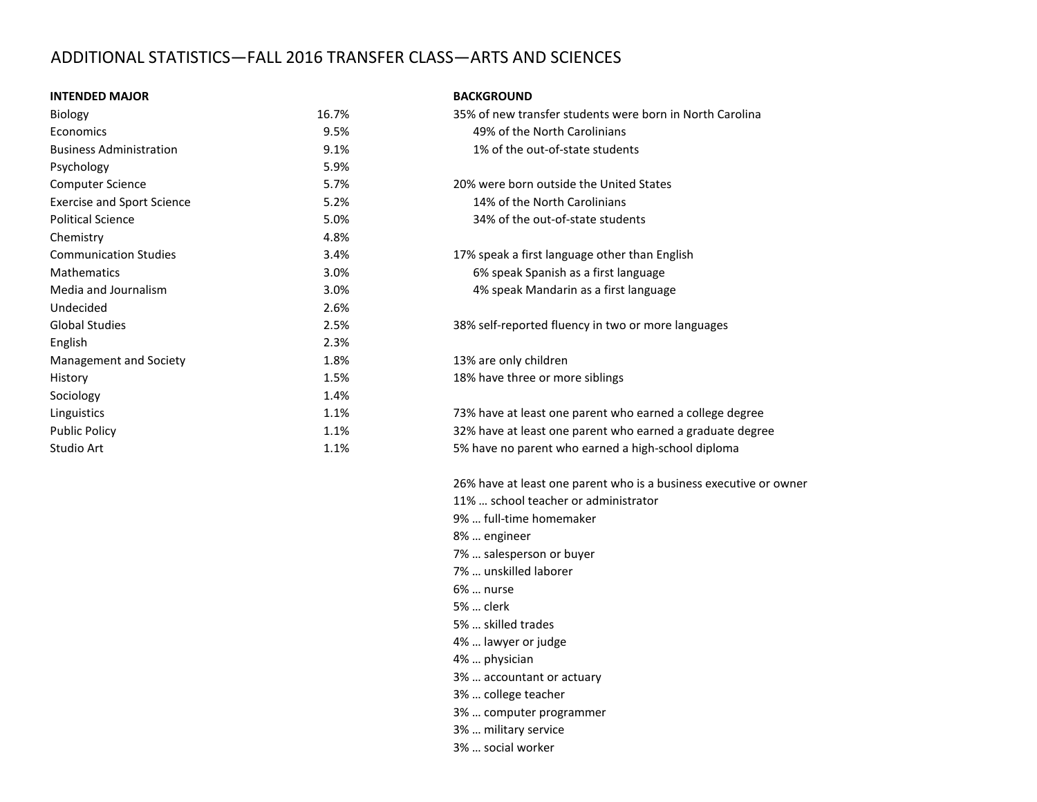# ADDITIONAL STATISTICS—FALL 2016 TRANSFER CLASS—ARTS AND SCIENCES

| **INTENDED MAJOR** | |
|---|---|
| Biology | 16.7% |
| Economics | 9.5% |
| Business Administration | 9.1% |
| Psychology | 5.9% |
| Computer Science | 5.7% |
| Exercise and Sport Science | 5.2% |
| Political Science | 5.0% |
| Chemistry | 4.8% |
| Communication Studies | 3.4% |
| Mathematics | 3.0% |
| Media and Journalism | 3.0% |
| Undecided | 2.6% |
| Global Studies | 2.5% |
| English | 2.3% |
| Management and Society | 1.8% |
| History | 1.5% |
| Sociology | 1.4% |
| Linguistics | 1.1% |
| Public Policy | 1.1% |
| Studio Art | 1.1% |

**BACKGROUND**

35% of new transfer students were born in North Carolina
- 49% of the North Carolinians
- 1% of the out-of-state students

20% were born outside the United States
- 14% of the North Carolinians
- 34% of the out-of-state students

17% speak a first language other than English
- 6% speak Spanish as a first language
- 4% speak Mandarin as a first language

38% self-reported fluency in two or more languages

13% are only children
18% have three or more siblings

73% have at least one parent who earned a college degree
32% have at least one parent who earned a graduate degree
5% have no parent who earned a high-school diploma

26% have at least one parent who is a business executive or owner
11% … school teacher or administrator
9% … full-time homemaker
8% … engineer
7% … salesperson or buyer
7% … unskilled laborer
6% … nurse
5% … clerk
5% … skilled trades
4% … lawyer or judge
4% … physician
3% … accountant or actuary
3% … college teacher
3% … computer programmer
3% … military service
3% … social worker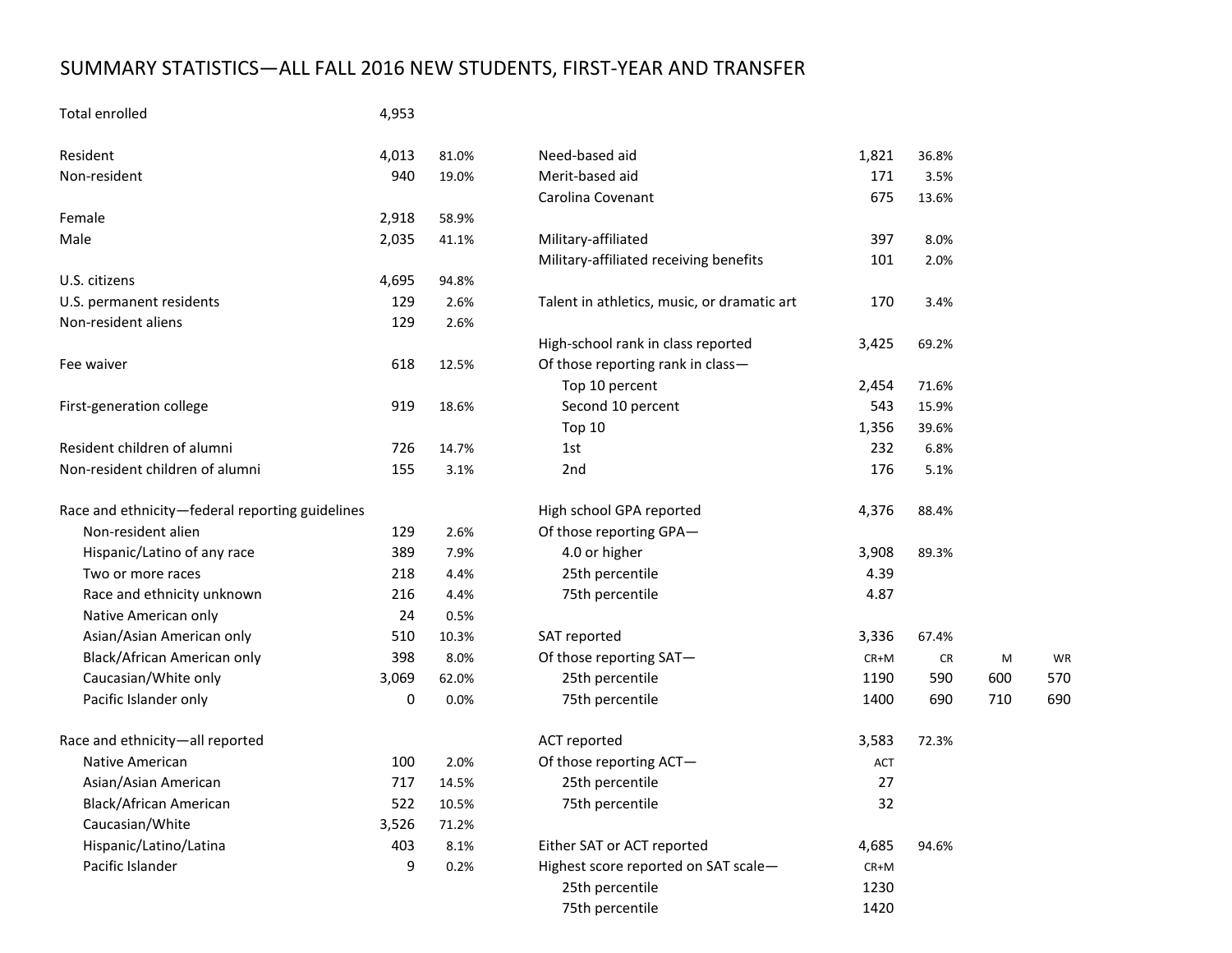# SUMMARY STATISTICS—ALL FALL 2016 NEW STUDENTS, FIRST-YEAR AND TRANSFER

| | | |
|---|---|---|
| Total enrolled | 4,953 | |
| | | |
| Resident | 4,013 | 81.0% |
| Non-resident | 940 | 19.0% |
| | | |
| Female | 2,918 | 58.9% |
| Male | 2,035 | 41.1% |
| | | |
| U.S. citizens | 4,695 | 94.8% |
| U.S. permanent residents | 129 | 2.6% |
| Non-resident aliens | 129 | 2.6% |
| | | |
| Fee waiver | 618 | 12.5% |
| | | |
| First-generation college | 919 | 18.6% |
| | | |
| Resident children of alumni | 726 | 14.7% |
| Non-resident children of alumni | 155 | 3.1% |
| | | |
| Race and ethnicity—federal reporting guidelines | | |
| Non-resident alien | 129 | 2.6% |
| Hispanic/Latino of any race | 389 | 7.9% |
| Two or more races | 218 | 4.4% |
| Race and ethnicity unknown | 216 | 4.4% |
| Native American only | 24 | 0.5% |
| Asian/Asian American only | 510 | 10.3% |
| Black/African American only | 398 | 8.0% |
| Caucasian/White only | 3,069 | 62.0% |
| Pacific Islander only | 0 | 0.0% |
| | | |
| Race and ethnicity—all reported | | |
| Native American | 100 | 2.0% |
| Asian/Asian American | 717 | 14.5% |
| Black/African American | 522 | 10.5% |
| Caucasian/White | 3,526 | 71.2% |
| Hispanic/Latino/Latina | 403 | 8.1% |
| Pacific Islander | 9 | 0.2% |

| | | | | |
|---|---|---|---|---|
| Need-based aid | 1,821 | 36.8% | | |
| Merit-based aid | 171 | 3.5% | | |
| Carolina Covenant | 675 | 13.6% | | |
| | | | | |
| Military-affiliated | 397 | 8.0% | | |
| Military-affiliated receiving benefits | 101 | 2.0% | | |
| | | | | |
| Talent in athletics, music, or dramatic art | 170 | 3.4% | | |
| | | | | |
| High-school rank in class reported | 3,425 | 69.2% | | |
| Of those reporting rank in class— | | | | |
| Top 10 percent | 2,454 | 71.6% | | |
| Second 10 percent | 543 | 15.9% | | |
| Top 10 | 1,356 | 39.6% | | |
| 1st | 232 | 6.8% | | |
| 2nd | 176 | 5.1% | | |
| | | | | |
| High school GPA reported | 4,376 | 88.4% | | |
| Of those reporting GPA— | | | | |
| 4.0 or higher | 3,908 | 89.3% | | |
| 25th percentile | 4.39 | | | |
| 75th percentile | 4.87 | | | |
| | | | | |
| SAT reported | 3,336 | 67.4% | | |
| Of those reporting SAT— | CR+M | CR | M | WR |
| 25th percentile | 1190 | 590 | 600 | 570 |
| 75th percentile | 1400 | 690 | 710 | 690 |
| | | | | |
| ACT reported | 3,583 | 72.3% | | |
| Of those reporting ACT— | ACT | | | |
| 25th percentile | 27 | | | |
| 75th percentile | 32 | | | |
| | | | | |
| Either SAT or ACT reported | 4,685 | 94.6% | | |
| Highest score reported on SAT scale— | CR+M | | | |
| 25th percentile | 1230 | | | |
| 75th percentile | 1420 | | | |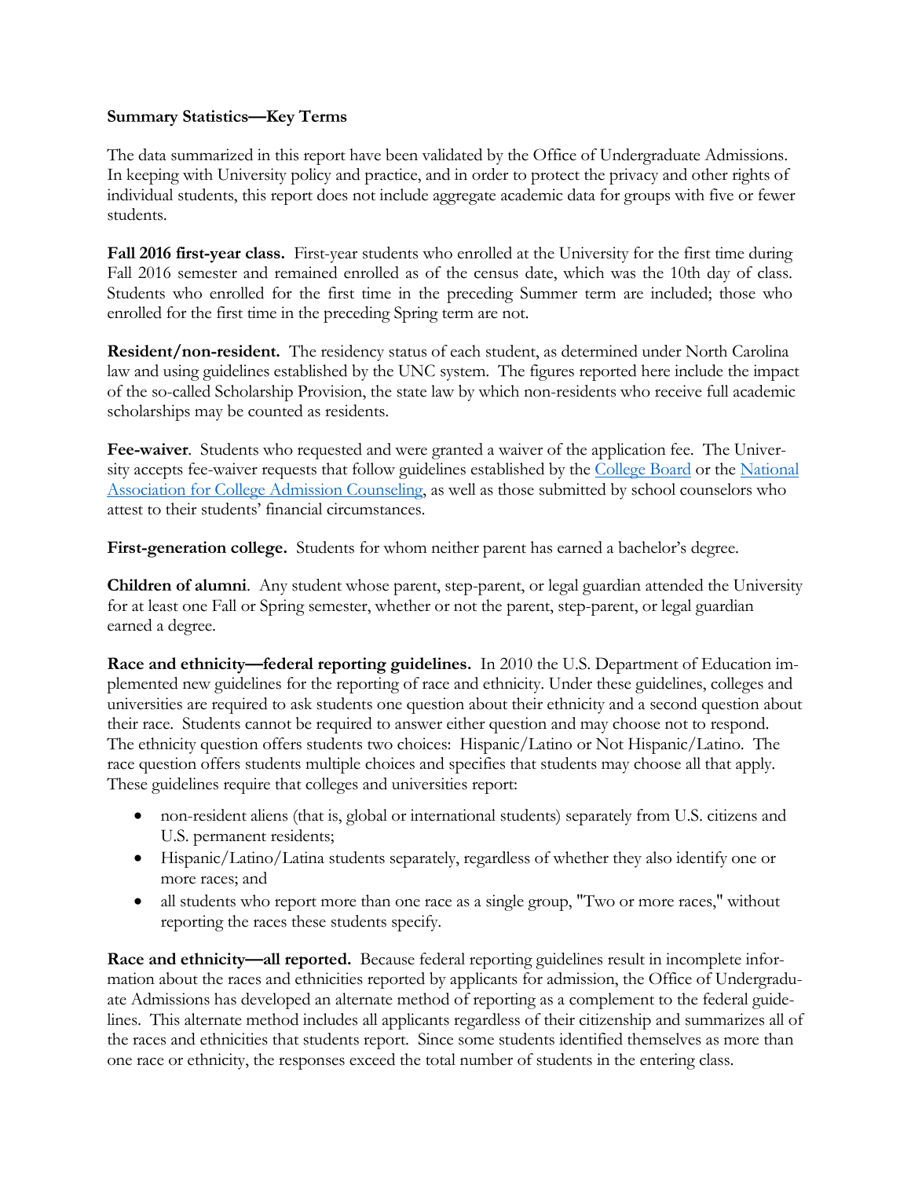**Summary Statistics—Key Terms**

The data summarized in this report have been validated by the Office of Undergraduate Admissions. In keeping with University policy and practice, and in order to protect the privacy and other rights of individual students, this report does not include aggregate academic data for groups with five or fewer students.

**Fall 2016 first-year class.** First-year students who enrolled at the University for the first time during Fall 2016 semester and remained enrolled as of the census date, which was the 10th day of class. Students who enrolled for the first time in the preceding Summer term are included; those who enrolled for the first time in the preceding Spring term are not.

**Resident/non-resident.** The residency status of each student, as determined under North Carolina law and using guidelines established by the UNC system. The figures reported here include the impact of the so-called Scholarship Provision, the state law by which non-residents who receive full academic scholarships may be counted as residents.

**Fee-waiver**. Students who requested and were granted a waiver of the application fee. The University accepts fee-waiver requests that follow guidelines established by the College Board or the National Association for College Admission Counseling, as well as those submitted by school counselors who attest to their students' financial circumstances.

**First-generation college.** Students for whom neither parent has earned a bachelor's degree.

**Children of alumni**. Any student whose parent, step-parent, or legal guardian attended the University for at least one Fall or Spring semester, whether or not the parent, step-parent, or legal guardian earned a degree.

**Race and ethnicity—federal reporting guidelines.** In 2010 the U.S. Department of Education implemented new guidelines for the reporting of race and ethnicity. Under these guidelines, colleges and universities are required to ask students one question about their ethnicity and a second question about their race. Students cannot be required to answer either question and may choose not to respond. The ethnicity question offers students two choices: Hispanic/Latino or Not Hispanic/Latino. The race question offers students multiple choices and specifies that students may choose all that apply. These guidelines require that colleges and universities report:

- non-resident aliens (that is, global or international students) separately from U.S. citizens and U.S. permanent residents;
- Hispanic/Latino/Latina students separately, regardless of whether they also identify one or more races; and
- all students who report more than one race as a single group, "Two or more races," without reporting the races these students specify.

**Race and ethnicity—all reported.** Because federal reporting guidelines result in incomplete information about the races and ethnicities reported by applicants for admission, the Office of Undergraduate Admissions has developed an alternate method of reporting as a complement to the federal guidelines. This alternate method includes all applicants regardless of their citizenship and summarizes all of the races and ethnicities that students report. Since some students identified themselves as more than one race or ethnicity, the responses exceed the total number of students in the entering class.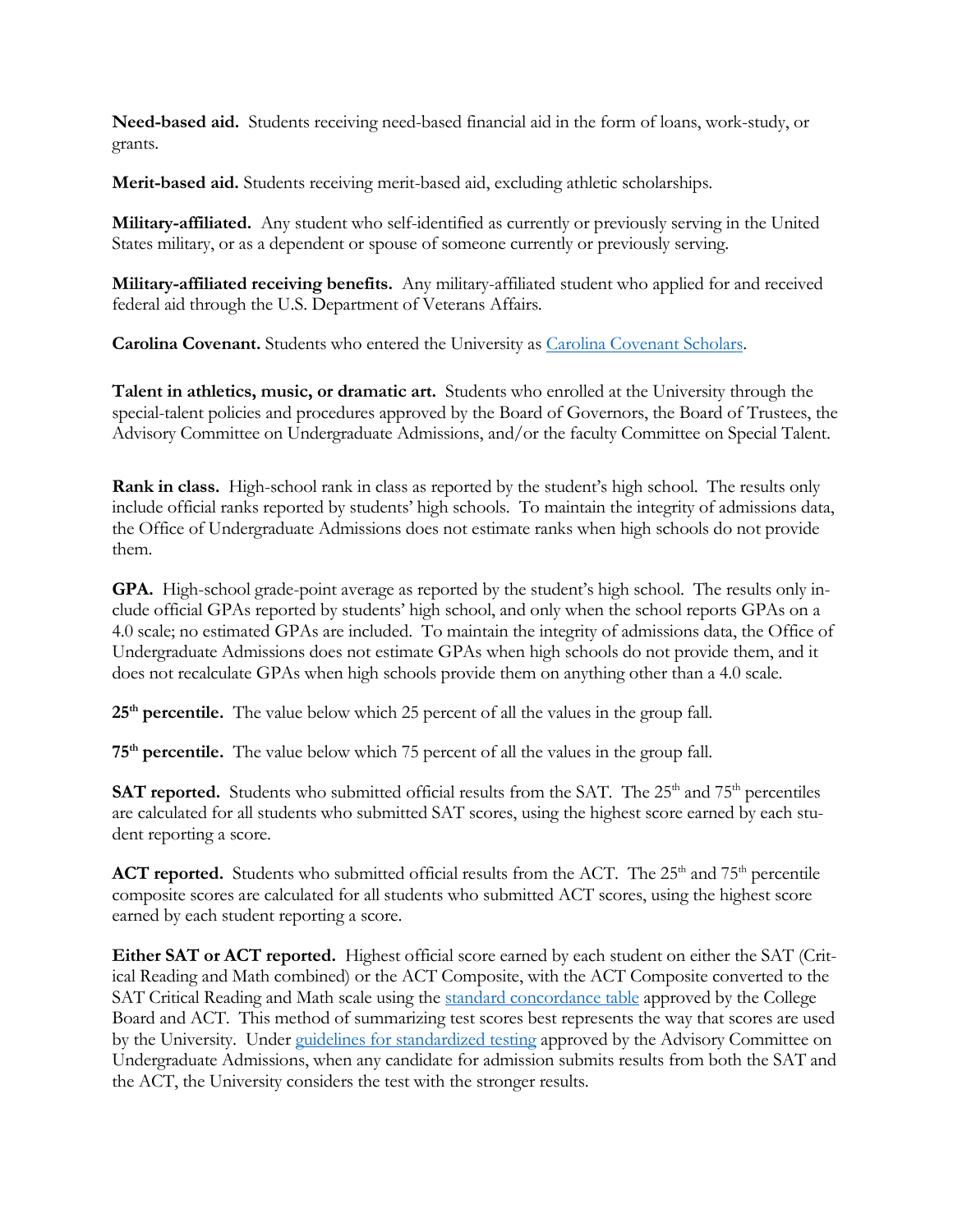**Need-based aid.** Students receiving need-based financial aid in the form of loans, work-study, or grants.

**Merit-based aid.** Students receiving merit-based aid, excluding athletic scholarships.

**Military-affiliated.** Any student who self-identified as currently or previously serving in the United States military, or as a dependent or spouse of someone currently or previously serving.

**Military-affiliated receiving benefits.** Any military-affiliated student who applied for and received federal aid through the U.S. Department of Veterans Affairs.

**Carolina Covenant.** Students who entered the University as [Carolina Covenant Scholars](#).

**Talent in athletics, music, or dramatic art.** Students who enrolled at the University through the special-talent policies and procedures approved by the Board of Governors, the Board of Trustees, the Advisory Committee on Undergraduate Admissions, and/or the faculty Committee on Special Talent.

**Rank in class.** High-school rank in class as reported by the student's high school. The results only include official ranks reported by students' high schools. To maintain the integrity of admissions data, the Office of Undergraduate Admissions does not estimate ranks when high schools do not provide them.

**GPA.** High-school grade-point average as reported by the student's high school. The results only include official GPAs reported by students' high school, and only when the school reports GPAs on a 4.0 scale; no estimated GPAs are included. To maintain the integrity of admissions data, the Office of Undergraduate Admissions does not estimate GPAs when high schools do not provide them, and it does not recalculate GPAs when high schools provide them on anything other than a 4.0 scale.

**25th percentile.** The value below which 25 percent of all the values in the group fall.

**75th percentile.** The value below which 75 percent of all the values in the group fall.

**SAT reported.** Students who submitted official results from the SAT. The 25th and 75th percentiles are calculated for all students who submitted SAT scores, using the highest score earned by each student reporting a score.

**ACT reported.** Students who submitted official results from the ACT. The 25th and 75th percentile composite scores are calculated for all students who submitted ACT scores, using the highest score earned by each student reporting a score.

**Either SAT or ACT reported.** Highest official score earned by each student on either the SAT (Critical Reading and Math combined) or the ACT Composite, with the ACT Composite converted to the SAT Critical Reading and Math scale using the [standard concordance table](#) approved by the College Board and ACT. This method of summarizing test scores best represents the way that scores are used by the University. Under [guidelines for standardized testing](#) approved by the Advisory Committee on Undergraduate Admissions, when any candidate for admission submits results from both the SAT and the ACT, the University considers the test with the stronger results.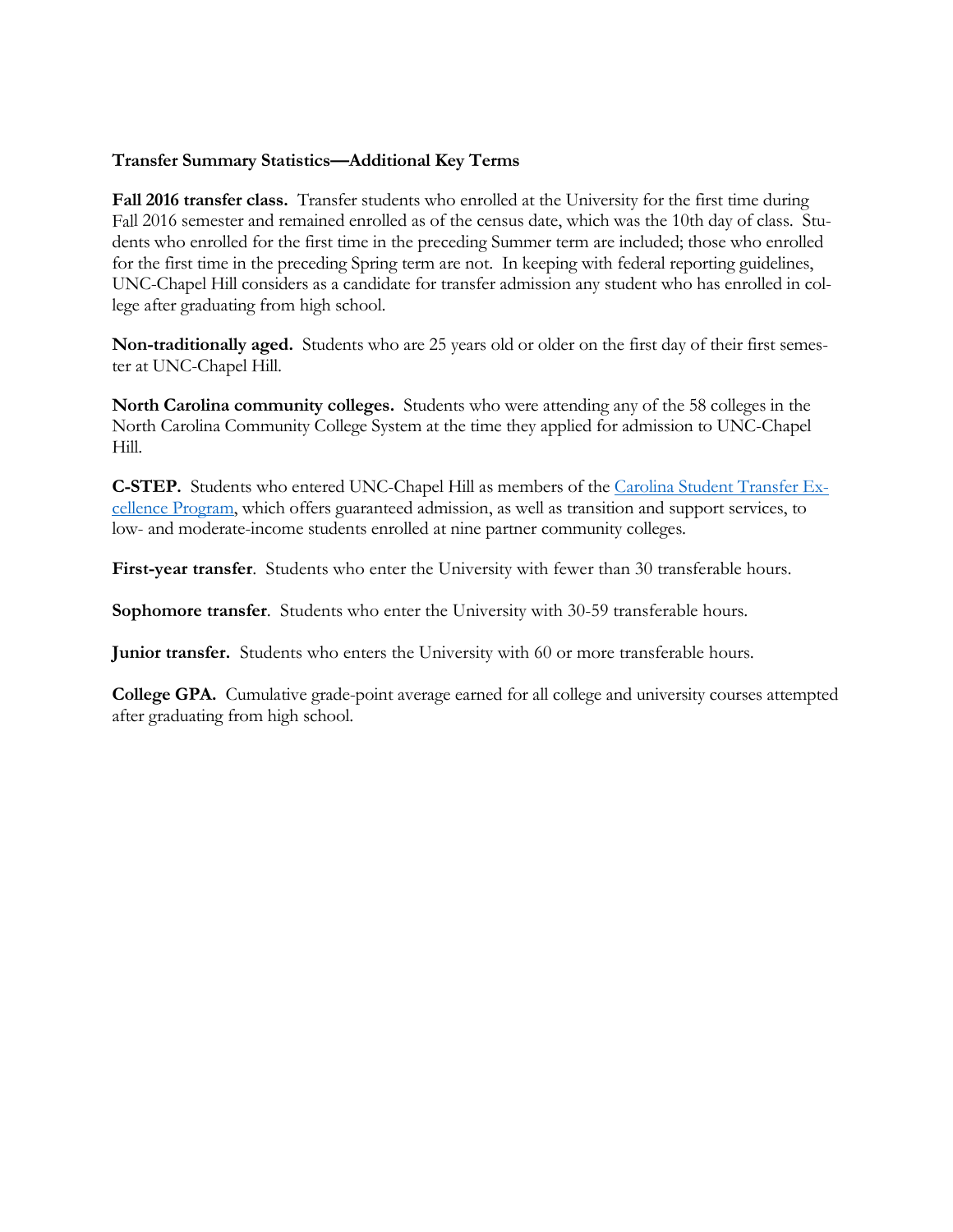### Transfer Summary Statistics—Additional Key Terms

**Fall 2016 transfer class.** Transfer students who enrolled at the University for the first time during Fall 2016 semester and remained enrolled as of the census date, which was the 10th day of class. Students who enrolled for the first time in the preceding Summer term are included; those who enrolled for the first time in the preceding Spring term are not. In keeping with federal reporting guidelines, UNC-Chapel Hill considers as a candidate for transfer admission any student who has enrolled in college after graduating from high school.

**Non-traditionally aged.** Students who are 25 years old or older on the first day of their first semester at UNC-Chapel Hill.

**North Carolina community colleges.** Students who were attending any of the 58 colleges in the North Carolina Community College System at the time they applied for admission to UNC-Chapel Hill.

**C-STEP.** Students who entered UNC-Chapel Hill as members of the Carolina Student Transfer Excellence Program, which offers guaranteed admission, as well as transition and support services, to low- and moderate-income students enrolled at nine partner community colleges.

**First-year transfer**. Students who enter the University with fewer than 30 transferable hours.

**Sophomore transfer**. Students who enter the University with 30-59 transferable hours.

**Junior transfer.** Students who enters the University with 60 or more transferable hours.

**College GPA.** Cumulative grade-point average earned for all college and university courses attempted after graduating from high school.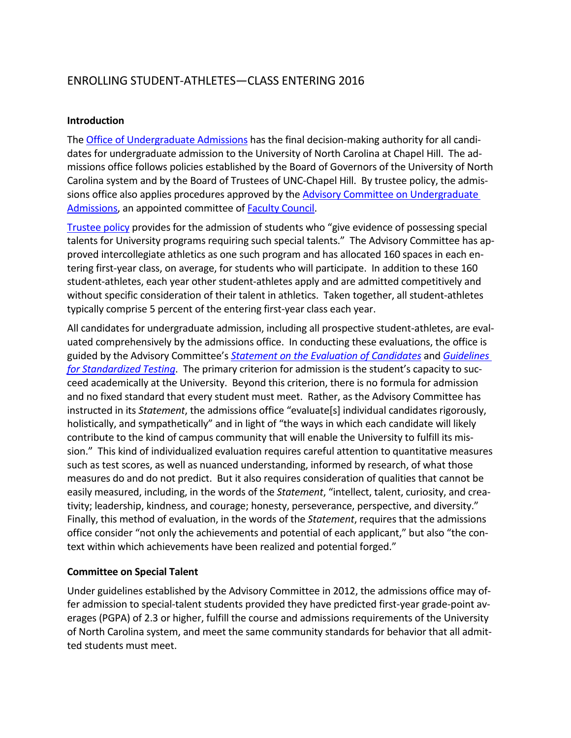# ENROLLING STUDENT-ATHLETES—CLASS ENTERING 2016

## Introduction

The [Office of Undergraduate Admissions] has the final decision-making authority for all candidates for undergraduate admission to the University of North Carolina at Chapel Hill. The admissions office follows policies established by the Board of Governors of the University of North Carolina system and by the Board of Trustees of UNC-Chapel Hill. By trustee policy, the admissions office also applies procedures approved by the [Advisory Committee on Undergraduate Admissions], an appointed committee of [Faculty Council].

[Trustee policy] provides for the admission of students who "give evidence of possessing special talents for University programs requiring such special talents." The Advisory Committee has approved intercollegiate athletics as one such program and has allocated 160 spaces in each entering first-year class, on average, for students who will participate. In addition to these 160 student-athletes, each year other student-athletes apply and are admitted competitively and without specific consideration of their talent in athletics. Taken together, all student-athletes typically comprise 5 percent of the entering first-year class each year.

All candidates for undergraduate admission, including all prospective student-athletes, are evaluated comprehensively by the admissions office. In conducting these evaluations, the office is guided by the Advisory Committee's *[Statement on the Evaluation of Candidates]* and *[Guidelines for Standardized Testing]*. The primary criterion for admission is the student's capacity to succeed academically at the University. Beyond this criterion, there is no formula for admission and no fixed standard that every student must meet. Rather, as the Advisory Committee has instructed in its *Statement*, the admissions office "evaluate[s] individual candidates rigorously, holistically, and sympathetically" and in light of "the ways in which each candidate will likely contribute to the kind of campus community that will enable the University to fulfill its mission." This kind of individualized evaluation requires careful attention to quantitative measures such as test scores, as well as nuanced understanding, informed by research, of what those measures do and do not predict. But it also requires consideration of qualities that cannot be easily measured, including, in the words of the *Statement*, "intellect, talent, curiosity, and creativity; leadership, kindness, and courage; honesty, perseverance, perspective, and diversity." Finally, this method of evaluation, in the words of the *Statement*, requires that the admissions office consider "not only the achievements and potential of each applicant," but also "the context within which achievements have been realized and potential forged."

## Committee on Special Talent

Under guidelines established by the Advisory Committee in 2012, the admissions office may offer admission to special-talent students provided they have predicted first-year grade-point averages (PGPA) of 2.3 or higher, fulfill the course and admissions requirements of the University of North Carolina system, and meet the same community standards for behavior that all admitted students must meet.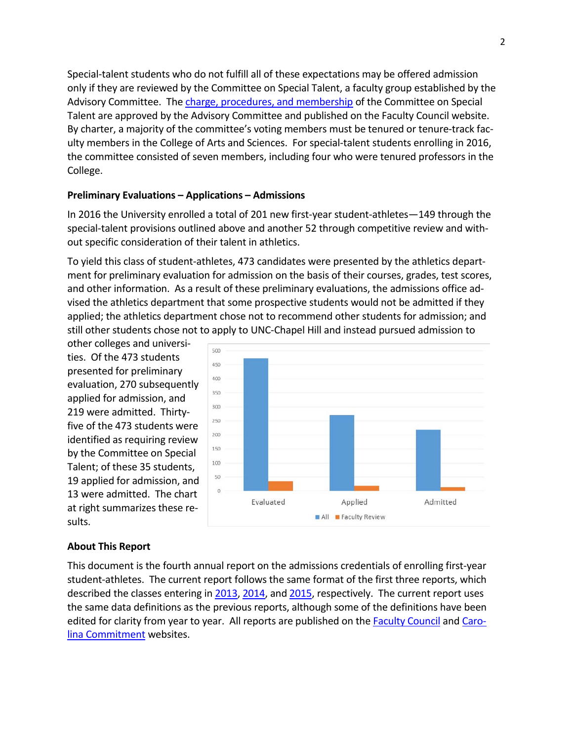Special-talent students who do not fulfill all of these expectations may be offered admission only if they are reviewed by the Committee on Special Talent, a faculty group established by the Advisory Committee. The charge, procedures, and membership of the Committee on Special Talent are approved by the Advisory Committee and published on the Faculty Council website. By charter, a majority of the committee's voting members must be tenured or tenure-track faculty members in the College of Arts and Sciences. For special-talent students enrolling in 2016, the committee consisted of seven members, including four who were tenured professors in the College.

**Preliminary Evaluations – Applications – Admissions**

In 2016 the University enrolled a total of 201 new first-year student-athletes—149 through the special-talent provisions outlined above and another 52 through competitive review and without specific consideration of their talent in athletics.

To yield this class of student-athletes, 473 candidates were presented by the athletics department for preliminary evaluation for admission on the basis of their courses, grades, test scores, and other information. As a result of these preliminary evaluations, the admissions office advised the athletics department that some prospective students would not be admitted if they applied; the athletics department chose not to recommend other students for admission; and still other students chose not to apply to UNC-Chapel Hill and instead pursued admission to other colleges and universities. Of the 473 students presented for preliminary evaluation, 270 subsequently applied for admission, and 219 were admitted. Thirty-five of the 473 students were identified as requiring review by the Committee on Special Talent; of these 35 students, 19 applied for admission, and 13 were admitted. The chart at right summarizes these results.

**About This Report**

This document is the fourth annual report on the admissions credentials of enrolling first-year student-athletes. The current report follows the same format of the first three reports, which described the classes entering in 2013, 2014, and 2015, respectively. The current report uses the same data definitions as the previous reports, although some of the definitions have been edited for clarity from year to year. All reports are published on the Faculty Council and Carolina Commitment websites.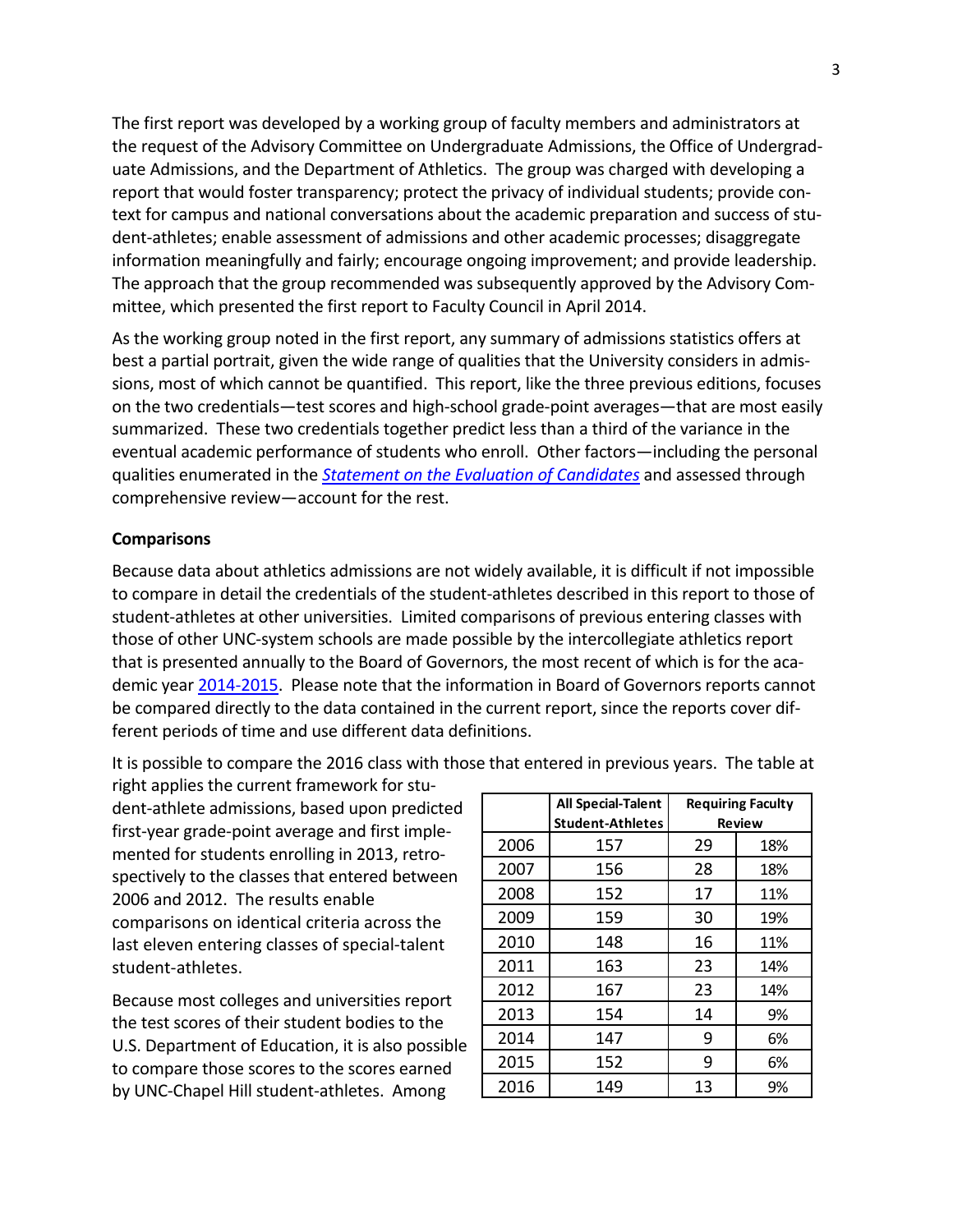The first report was developed by a working group of faculty members and administrators at the request of the Advisory Committee on Undergraduate Admissions, the Office of Undergraduate Admissions, and the Department of Athletics. The group was charged with developing a report that would foster transparency; protect the privacy of individual students; provide context for campus and national conversations about the academic preparation and success of student-athletes; enable assessment of admissions and other academic processes; disaggregate information meaningfully and fairly; encourage ongoing improvement; and provide leadership. The approach that the group recommended was subsequently approved by the Advisory Committee, which presented the first report to Faculty Council in April 2014.

As the working group noted in the first report, any summary of admissions statistics offers at best a partial portrait, given the wide range of qualities that the University considers in admissions, most of which cannot be quantified. This report, like the three previous editions, focuses on the two credentials—test scores and high-school grade-point averages—that are most easily summarized. These two credentials together predict less than a third of the variance in the eventual academic performance of students who enroll. Other factors—including the personal qualities enumerated in the *Statement on the Evaluation of Candidates* and assessed through comprehensive review—account for the rest.

**Comparisons**

Because data about athletics admissions are not widely available, it is difficult if not impossible to compare in detail the credentials of the student-athletes described in this report to those of student-athletes at other universities. Limited comparisons of previous entering classes with those of other UNC-system schools are made possible by the intercollegiate athletics report that is presented annually to the Board of Governors, the most recent of which is for the academic year 2014-2015. Please note that the information in Board of Governors reports cannot be compared directly to the data contained in the current report, since the reports cover different periods of time and use different data definitions.

It is possible to compare the 2016 class with those that entered in previous years. The table at right applies the current framework for student-athlete admissions, based upon predicted first-year grade-point average and first implemented for students enrolling in 2013, retrospectively to the classes that entered between 2006 and 2012. The results enable comparisons on identical criteria across the last eleven entering classes of special-talent student-athletes.

| | All Special-Talent Student-Athletes | Requiring Faculty Review | |
|---|---|---|---|
| 2006 | 157 | 29 | 18% |
| 2007 | 156 | 28 | 18% |
| 2008 | 152 | 17 | 11% |
| 2009 | 159 | 30 | 19% |
| 2010 | 148 | 16 | 11% |
| 2011 | 163 | 23 | 14% |
| 2012 | 167 | 23 | 14% |
| 2013 | 154 | 14 | 9% |
| 2014 | 147 | 9 | 6% |
| 2015 | 152 | 9 | 6% |
| 2016 | 149 | 13 | 9% |

Because most colleges and universities report the test scores of their student bodies to the U.S. Department of Education, it is also possible to compare those scores to the scores earned by UNC-Chapel Hill student-athletes. Among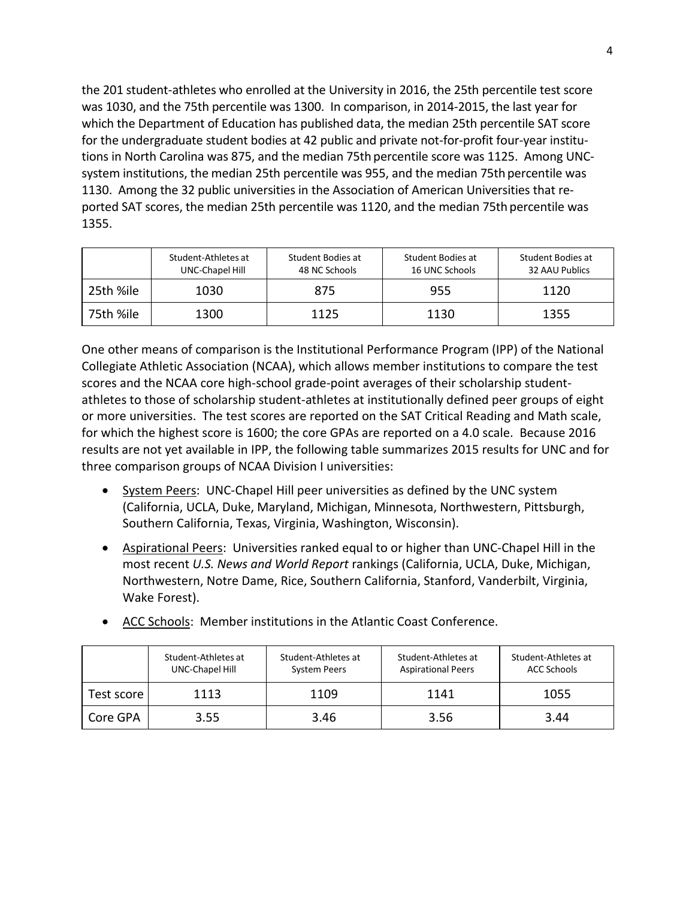the 201 student-athletes who enrolled at the University in 2016, the 25th percentile test score was 1030, and the 75th percentile was 1300. In comparison, in 2014-2015, the last year for which the Department of Education has published data, the median 25th percentile SAT score for the undergraduate student bodies at 42 public and private not-for-profit four-year institutions in North Carolina was 875, and the median 75th percentile score was 1125. Among UNC-system institutions, the median 25th percentile was 955, and the median 75th percentile was 1130. Among the 32 public universities in the Association of American Universities that reported SAT scores, the median 25th percentile was 1120, and the median 75th percentile was 1355.

| | Student-Athletes at UNC-Chapel Hill | Student Bodies at 48 NC Schools | Student Bodies at 16 UNC Schools | Student Bodies at 32 AAU Publics |
|---|---|---|---|---|
| 25th %ile | 1030 | 875 | 955 | 1120 |
| 75th %ile | 1300 | 1125 | 1130 | 1355 |

One other means of comparison is the Institutional Performance Program (IPP) of the National Collegiate Athletic Association (NCAA), which allows member institutions to compare the test scores and the NCAA core high-school grade-point averages of their scholarship student-athletes to those of scholarship student-athletes at institutionally defined peer groups of eight or more universities. The test scores are reported on the SAT Critical Reading and Math scale, for which the highest score is 1600; the core GPAs are reported on a 4.0 scale. Because 2016 results are not yet available in IPP, the following table summarizes 2015 results for UNC and for three comparison groups of NCAA Division I universities:

- System Peers: UNC-Chapel Hill peer universities as defined by the UNC system (California, UCLA, Duke, Maryland, Michigan, Minnesota, Northwestern, Pittsburgh, Southern California, Texas, Virginia, Washington, Wisconsin).
- Aspirational Peers: Universities ranked equal to or higher than UNC-Chapel Hill in the most recent *U.S. News and World Report* rankings (California, UCLA, Duke, Michigan, Northwestern, Notre Dame, Rice, Southern California, Stanford, Vanderbilt, Virginia, Wake Forest).
- ACC Schools: Member institutions in the Atlantic Coast Conference.

| | Student-Athletes at UNC-Chapel Hill | Student-Athletes at System Peers | Student-Athletes at Aspirational Peers | Student-Athletes at ACC Schools |
|---|---|---|---|---|
| Test score | 1113 | 1109 | 1141 | 1055 |
| Core GPA | 3.55 | 3.46 | 3.56 | 3.44 |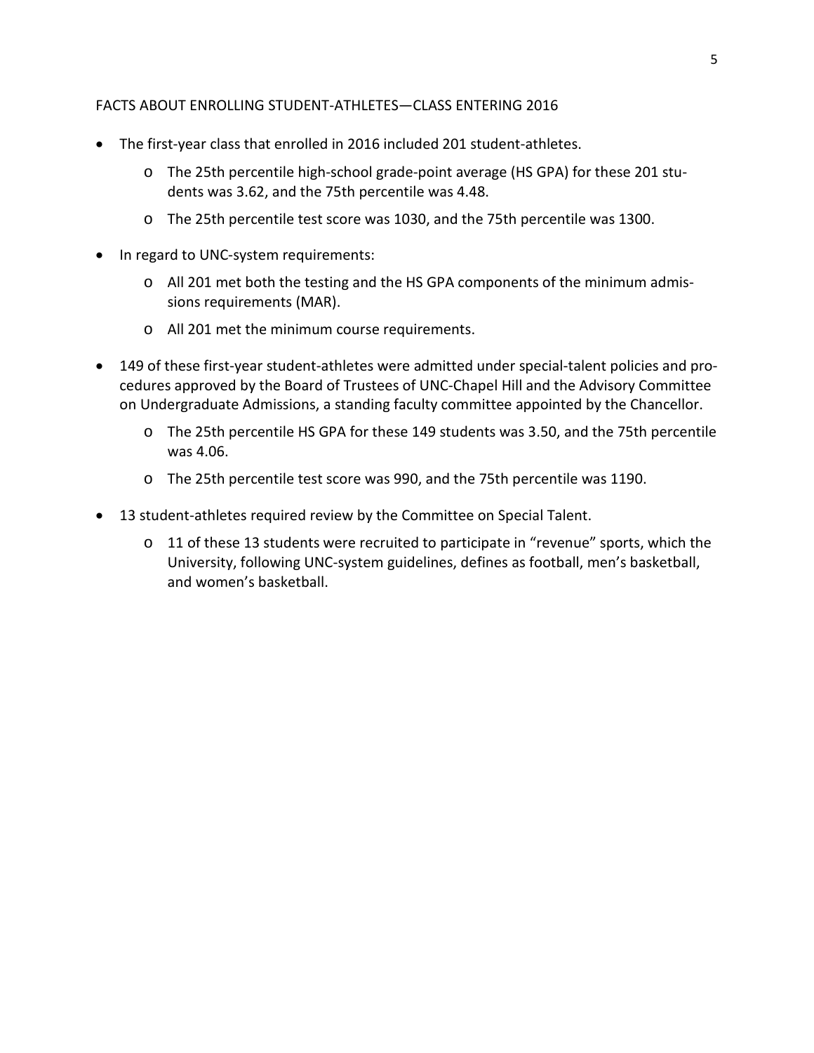FACTS ABOUT ENROLLING STUDENT-ATHLETES—CLASS ENTERING 2016

- The first-year class that enrolled in 2016 included 201 student-athletes.
    - The 25th percentile high-school grade-point average (HS GPA) for these 201 students was 3.62, and the 75th percentile was 4.48.
    - The 25th percentile test score was 1030, and the 75th percentile was 1300.
- In regard to UNC-system requirements:
    - All 201 met both the testing and the HS GPA components of the minimum admissions requirements (MAR).
    - All 201 met the minimum course requirements.
- 149 of these first-year student-athletes were admitted under special-talent policies and procedures approved by the Board of Trustees of UNC-Chapel Hill and the Advisory Committee on Undergraduate Admissions, a standing faculty committee appointed by the Chancellor.
    - The 25th percentile HS GPA for these 149 students was 3.50, and the 75th percentile was 4.06.
    - The 25th percentile test score was 990, and the 75th percentile was 1190.
- 13 student-athletes required review by the Committee on Special Talent.
    - 11 of these 13 students were recruited to participate in "revenue" sports, which the University, following UNC-system guidelines, defines as football, men's basketball, and women's basketball.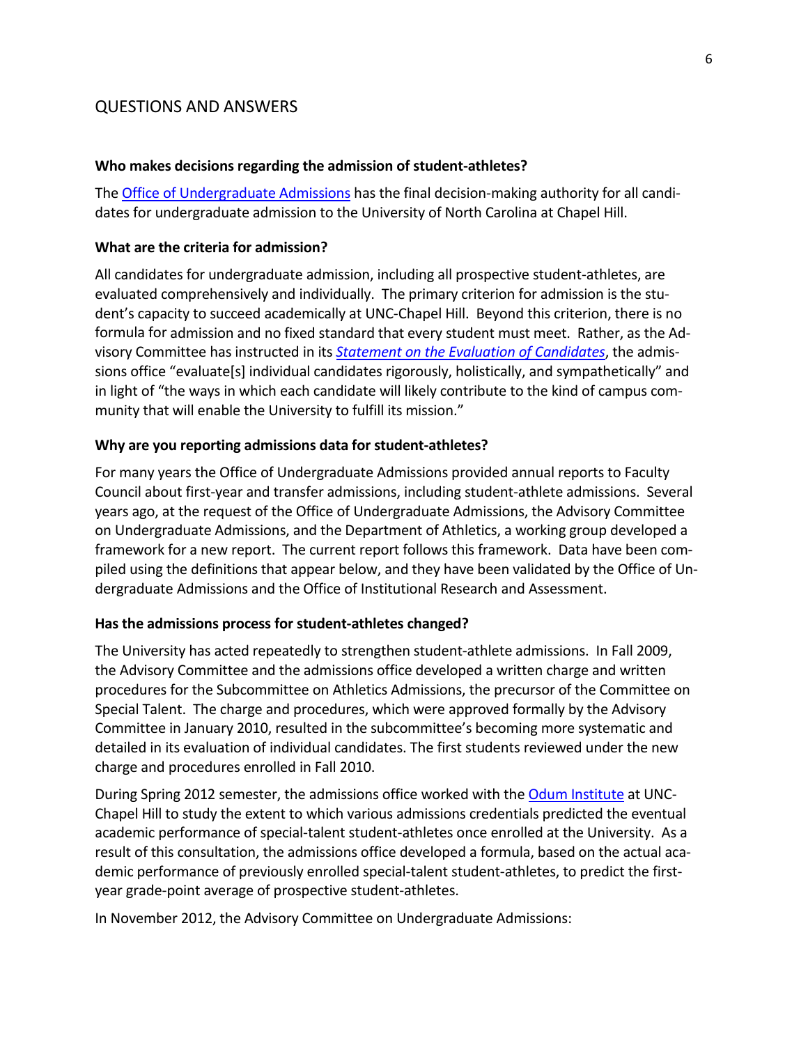## QUESTIONS AND ANSWERS

**Who makes decisions regarding the admission of student-athletes?**

The Office of Undergraduate Admissions has the final decision-making authority for all candidates for undergraduate admission to the University of North Carolina at Chapel Hill.

**What are the criteria for admission?**

All candidates for undergraduate admission, including all prospective student-athletes, are evaluated comprehensively and individually. The primary criterion for admission is the student's capacity to succeed academically at UNC-Chapel Hill. Beyond this criterion, there is no formula for admission and no fixed standard that every student must meet. Rather, as the Advisory Committee has instructed in its ***Statement on the Evaluation of Candidates***, the admissions office "evaluate[s] individual candidates rigorously, holistically, and sympathetically" and in light of "the ways in which each candidate will likely contribute to the kind of campus community that will enable the University to fulfill its mission."

**Why are you reporting admissions data for student-athletes?**

For many years the Office of Undergraduate Admissions provided annual reports to Faculty Council about first-year and transfer admissions, including student-athlete admissions. Several years ago, at the request of the Office of Undergraduate Admissions, the Advisory Committee on Undergraduate Admissions, and the Department of Athletics, a working group developed a framework for a new report. The current report follows this framework. Data have been compiled using the definitions that appear below, and they have been validated by the Office of Undergraduate Admissions and the Office of Institutional Research and Assessment.

**Has the admissions process for student-athletes changed?**

The University has acted repeatedly to strengthen student-athlete admissions. In Fall 2009, the Advisory Committee and the admissions office developed a written charge and written procedures for the Subcommittee on Athletics Admissions, the precursor of the Committee on Special Talent. The charge and procedures, which were approved formally by the Advisory Committee in January 2010, resulted in the subcommittee's becoming more systematic and detailed in its evaluation of individual candidates. The first students reviewed under the new charge and procedures enrolled in Fall 2010.

During Spring 2012 semester, the admissions office worked with the Odum Institute at UNC-Chapel Hill to study the extent to which various admissions credentials predicted the eventual academic performance of special-talent student-athletes once enrolled at the University. As a result of this consultation, the admissions office developed a formula, based on the actual academic performance of previously enrolled special-talent student-athletes, to predict the first-year grade-point average of prospective student-athletes.

In November 2012, the Advisory Committee on Undergraduate Admissions: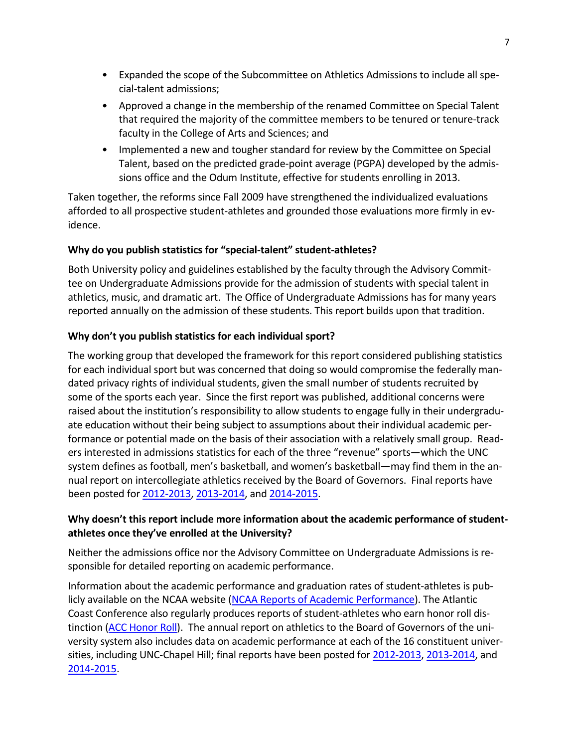- Expanded the scope of the Subcommittee on Athletics Admissions to include all special-talent admissions;
- Approved a change in the membership of the renamed Committee on Special Talent that required the majority of the committee members to be tenured or tenure-track faculty in the College of Arts and Sciences; and
- Implemented a new and tougher standard for review by the Committee on Special Talent, based on the predicted grade-point average (PGPA) developed by the admissions office and the Odum Institute, effective for students enrolling in 2013.

Taken together, the reforms since Fall 2009 have strengthened the individualized evaluations afforded to all prospective student-athletes and grounded those evaluations more firmly in evidence.

**Why do you publish statistics for "special-talent" student-athletes?**

Both University policy and guidelines established by the faculty through the Advisory Committee on Undergraduate Admissions provide for the admission of students with special talent in athletics, music, and dramatic art. The Office of Undergraduate Admissions has for many years reported annually on the admission of these students. This report builds upon that tradition.

**Why don't you publish statistics for each individual sport?**

The working group that developed the framework for this report considered publishing statistics for each individual sport but was concerned that doing so would compromise the federally mandated privacy rights of individual students, given the small number of students recruited by some of the sports each year. Since the first report was published, additional concerns were raised about the institution's responsibility to allow students to engage fully in their undergraduate education without their being subject to assumptions about their individual academic performance or potential made on the basis of their association with a relatively small group. Readers interested in admissions statistics for each of the three "revenue" sports—which the UNC system defines as football, men's basketball, and women's basketball—may find them in the annual report on intercollegiate athletics received by the Board of Governors. Final reports have been posted for 2012-2013, 2013-2014, and 2014-2015.

**Why doesn't this report include more information about the academic performance of student-athletes once they've enrolled at the University?**

Neither the admissions office nor the Advisory Committee on Undergraduate Admissions is responsible for detailed reporting on academic performance.

Information about the academic performance and graduation rates of student-athletes is publicly available on the NCAA website (NCAA Reports of Academic Performance). The Atlantic Coast Conference also regularly produces reports of student-athletes who earn honor roll distinction (ACC Honor Roll). The annual report on athletics to the Board of Governors of the university system also includes data on academic performance at each of the 16 constituent universities, including UNC-Chapel Hill; final reports have been posted for 2012-2013, 2013-2014, and 2014-2015.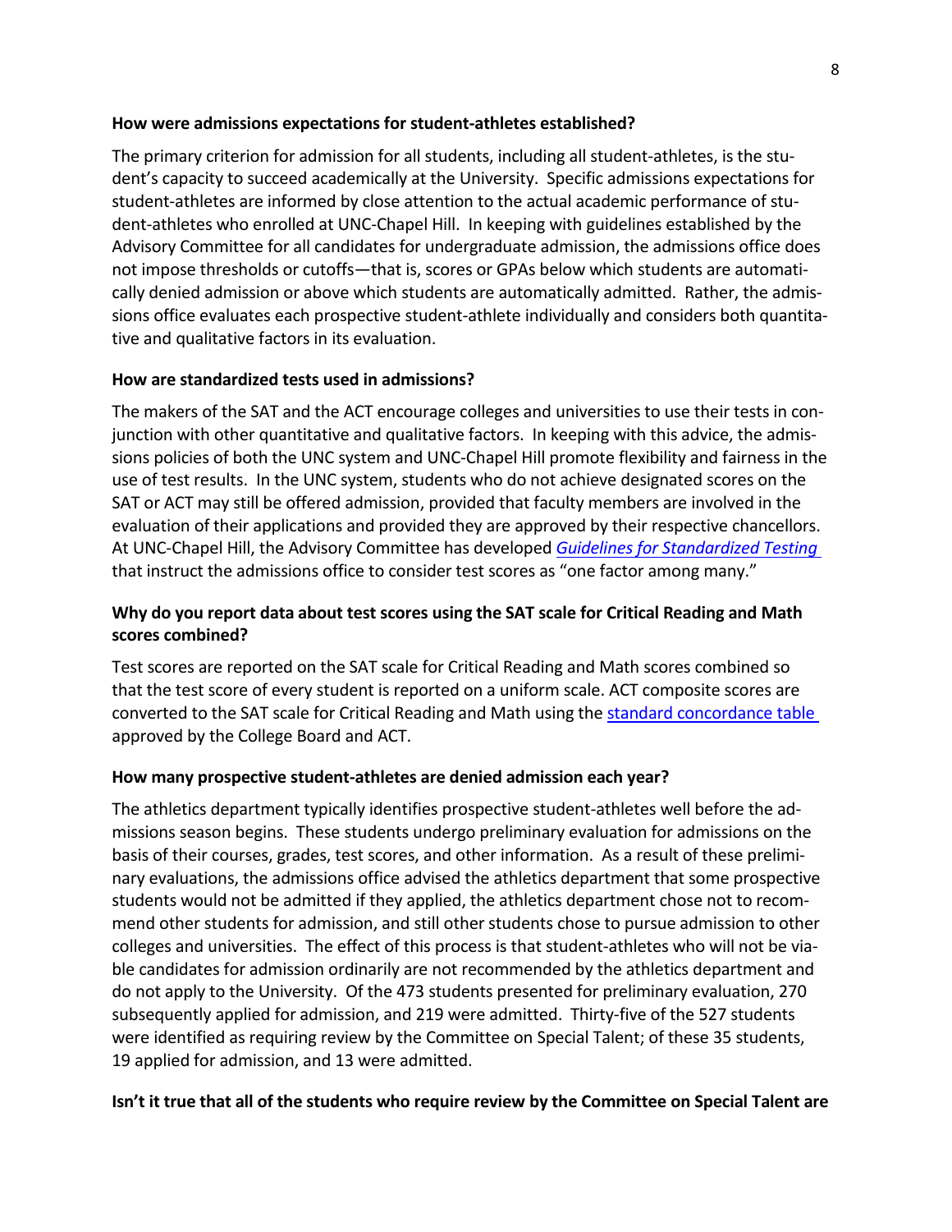**How were admissions expectations for student-athletes established?**

The primary criterion for admission for all students, including all student-athletes, is the student's capacity to succeed academically at the University. Specific admissions expectations for student-athletes are informed by close attention to the actual academic performance of student-athletes who enrolled at UNC-Chapel Hill. In keeping with guidelines established by the Advisory Committee for all candidates for undergraduate admission, the admissions office does not impose thresholds or cutoffs—that is, scores or GPAs below which students are automatically denied admission or above which students are automatically admitted. Rather, the admissions office evaluates each prospective student-athlete individually and considers both quantitative and qualitative factors in its evaluation.

**How are standardized tests used in admissions?**

The makers of the SAT and the ACT encourage colleges and universities to use their tests in conjunction with other quantitative and qualitative factors. In keeping with this advice, the admissions policies of both the UNC system and UNC-Chapel Hill promote flexibility and fairness in the use of test results. In the UNC system, students who do not achieve designated scores on the SAT or ACT may still be offered admission, provided that faculty members are involved in the evaluation of their applications and provided they are approved by their respective chancellors. At UNC-Chapel Hill, the Advisory Committee has developed *Guidelines for Standardized Testing* that instruct the admissions office to consider test scores as "one factor among many."

**Why do you report data about test scores using the SAT scale for Critical Reading and Math scores combined?**

Test scores are reported on the SAT scale for Critical Reading and Math scores combined so that the test score of every student is reported on a uniform scale. ACT composite scores are converted to the SAT scale for Critical Reading and Math using the standard concordance table approved by the College Board and ACT.

**How many prospective student-athletes are denied admission each year?**

The athletics department typically identifies prospective student-athletes well before the admissions season begins. These students undergo preliminary evaluation for admissions on the basis of their courses, grades, test scores, and other information. As a result of these preliminary evaluations, the admissions office advised the athletics department that some prospective students would not be admitted if they applied, the athletics department chose not to recommend other students for admission, and still other students chose to pursue admission to other colleges and universities. The effect of this process is that student-athletes who will not be viable candidates for admission ordinarily are not recommended by the athletics department and do not apply to the University. Of the 473 students presented for preliminary evaluation, 270 subsequently applied for admission, and 219 were admitted. Thirty-five of the 527 students were identified as requiring review by the Committee on Special Talent; of these 35 students, 19 applied for admission, and 13 were admitted.

**Isn't it true that all of the students who require review by the Committee on Special Talent are**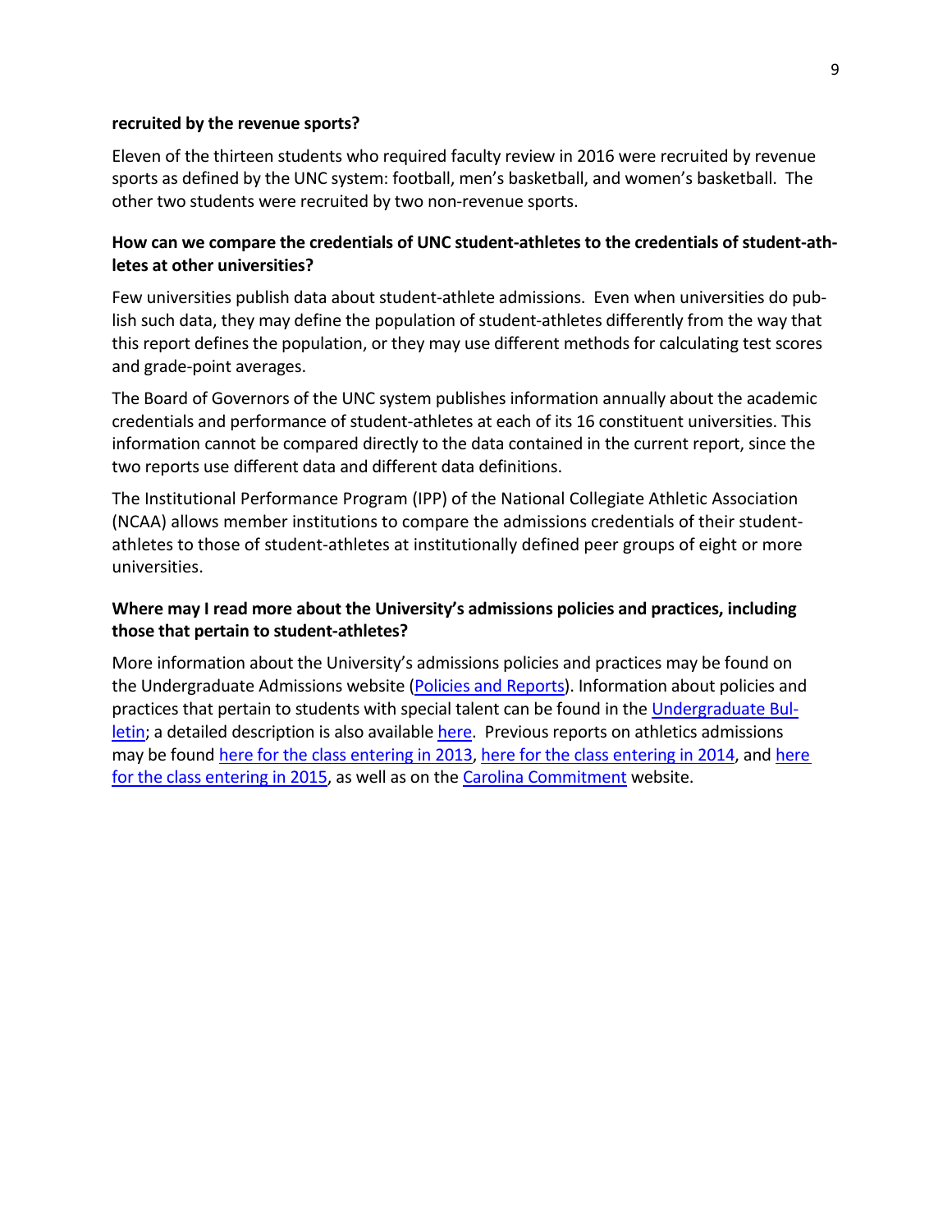**recruited by the revenue sports?**

Eleven of the thirteen students who required faculty review in 2016 were recruited by revenue sports as defined by the UNC system: football, men's basketball, and women's basketball. The other two students were recruited by two non-revenue sports.

**How can we compare the credentials of UNC student-athletes to the credentials of student-athletes at other universities?**

Few universities publish data about student-athlete admissions. Even when universities do publish such data, they may define the population of student-athletes differently from the way that this report defines the population, or they may use different methods for calculating test scores and grade-point averages.

The Board of Governors of the UNC system publishes information annually about the academic credentials and performance of student-athletes at each of its 16 constituent universities. This information cannot be compared directly to the data contained in the current report, since the two reports use different data and different data definitions.

The Institutional Performance Program (IPP) of the National Collegiate Athletic Association (NCAA) allows member institutions to compare the admissions credentials of their student-athletes to those of student-athletes at institutionally defined peer groups of eight or more universities.

**Where may I read more about the University's admissions policies and practices, including those that pertain to student-athletes?**

More information about the University's admissions policies and practices may be found on the Undergraduate Admissions website (Policies and Reports). Information about policies and practices that pertain to students with special talent can be found in the Undergraduate Bulletin; a detailed description is also available here. Previous reports on athletics admissions may be found here for the class entering in 2013, here for the class entering in 2014, and here for the class entering in 2015, as well as on the Carolina Commitment website.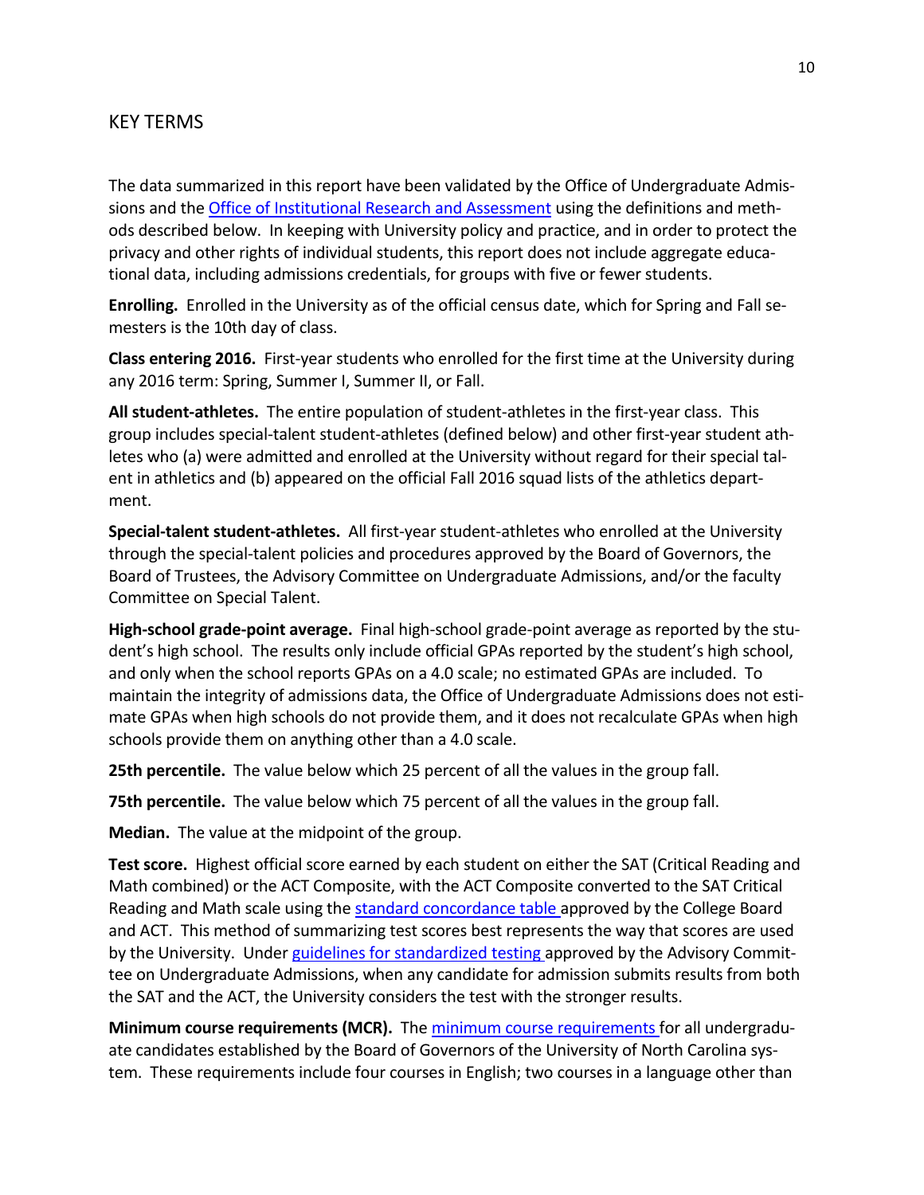## KEY TERMS

The data summarized in this report have been validated by the Office of Undergraduate Admissions and the Office of Institutional Research and Assessment using the definitions and methods described below. In keeping with University policy and practice, and in order to protect the privacy and other rights of individual students, this report does not include aggregate educational data, including admissions credentials, for groups with five or fewer students.

**Enrolling.** Enrolled in the University as of the official census date, which for Spring and Fall semesters is the 10th day of class.

**Class entering 2016.** First-year students who enrolled for the first time at the University during any 2016 term: Spring, Summer I, Summer II, or Fall.

**All student-athletes.** The entire population of student-athletes in the first-year class. This group includes special-talent student-athletes (defined below) and other first-year student athletes who (a) were admitted and enrolled at the University without regard for their special talent in athletics and (b) appeared on the official Fall 2016 squad lists of the athletics department.

**Special-talent student-athletes.** All first-year student-athletes who enrolled at the University through the special-talent policies and procedures approved by the Board of Governors, the Board of Trustees, the Advisory Committee on Undergraduate Admissions, and/or the faculty Committee on Special Talent.

**High-school grade-point average.** Final high-school grade-point average as reported by the student's high school. The results only include official GPAs reported by the student's high school, and only when the school reports GPAs on a 4.0 scale; no estimated GPAs are included. To maintain the integrity of admissions data, the Office of Undergraduate Admissions does not estimate GPAs when high schools do not provide them, and it does not recalculate GPAs when high schools provide them on anything other than a 4.0 scale.

**25th percentile.** The value below which 25 percent of all the values in the group fall.

**75th percentile.** The value below which 75 percent of all the values in the group fall.

**Median.** The value at the midpoint of the group.

**Test score.** Highest official score earned by each student on either the SAT (Critical Reading and Math combined) or the ACT Composite, with the ACT Composite converted to the SAT Critical Reading and Math scale using the standard concordance table approved by the College Board and ACT. This method of summarizing test scores best represents the way that scores are used by the University. Under guidelines for standardized testing approved by the Advisory Committee on Undergraduate Admissions, when any candidate for admission submits results from both the SAT and the ACT, the University considers the test with the stronger results.

**Minimum course requirements (MCR).** The minimum course requirements for all undergraduate candidates established by the Board of Governors of the University of North Carolina system. These requirements include four courses in English; two courses in a language other than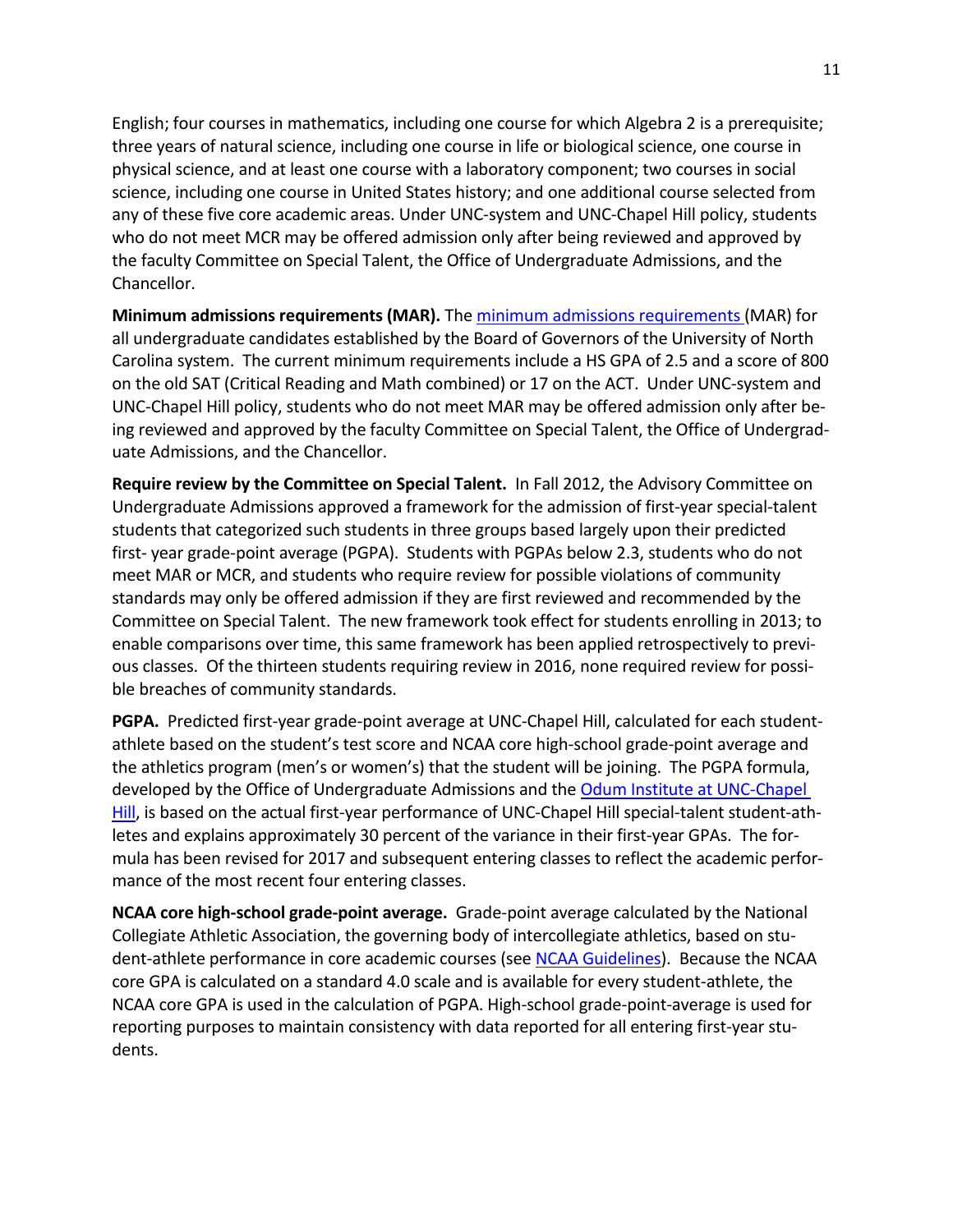English; four courses in mathematics, including one course for which Algebra 2 is a prerequisite; three years of natural science, including one course in life or biological science, one course in physical science, and at least one course with a laboratory component; two courses in social science, including one course in United States history; and one additional course selected from any of these five core academic areas. Under UNC-system and UNC-Chapel Hill policy, students who do not meet MCR may be offered admission only after being reviewed and approved by the faculty Committee on Special Talent, the Office of Undergraduate Admissions, and the Chancellor.

**Minimum admissions requirements (MAR).** The minimum admissions requirements (MAR) for all undergraduate candidates established by the Board of Governors of the University of North Carolina system. The current minimum requirements include a HS GPA of 2.5 and a score of 800 on the old SAT (Critical Reading and Math combined) or 17 on the ACT. Under UNC-system and UNC-Chapel Hill policy, students who do not meet MAR may be offered admission only after being reviewed and approved by the faculty Committee on Special Talent, the Office of Undergraduate Admissions, and the Chancellor.

**Require review by the Committee on Special Talent.** In Fall 2012, the Advisory Committee on Undergraduate Admissions approved a framework for the admission of first-year special-talent students that categorized such students in three groups based largely upon their predicted first- year grade-point average (PGPA). Students with PGPAs below 2.3, students who do not meet MAR or MCR, and students who require review for possible violations of community standards may only be offered admission if they are first reviewed and recommended by the Committee on Special Talent. The new framework took effect for students enrolling in 2013; to enable comparisons over time, this same framework has been applied retrospectively to previous classes. Of the thirteen students requiring review in 2016, none required review for possible breaches of community standards.

**PGPA.** Predicted first-year grade-point average at UNC-Chapel Hill, calculated for each student-athlete based on the student's test score and NCAA core high-school grade-point average and the athletics program (men's or women's) that the student will be joining. The PGPA formula, developed by the Office of Undergraduate Admissions and the Odum Institute at UNC-Chapel Hill, is based on the actual first-year performance of UNC-Chapel Hill special-talent student-athletes and explains approximately 30 percent of the variance in their first-year GPAs. The formula has been revised for 2017 and subsequent entering classes to reflect the academic performance of the most recent four entering classes.

**NCAA core high-school grade-point average.** Grade-point average calculated by the National Collegiate Athletic Association, the governing body of intercollegiate athletics, based on student-athlete performance in core academic courses (see NCAA Guidelines). Because the NCAA core GPA is calculated on a standard 4.0 scale and is available for every student-athlete, the NCAA core GPA is used in the calculation of PGPA. High-school grade-point-average is used for reporting purposes to maintain consistency with data reported for all entering first-year students.